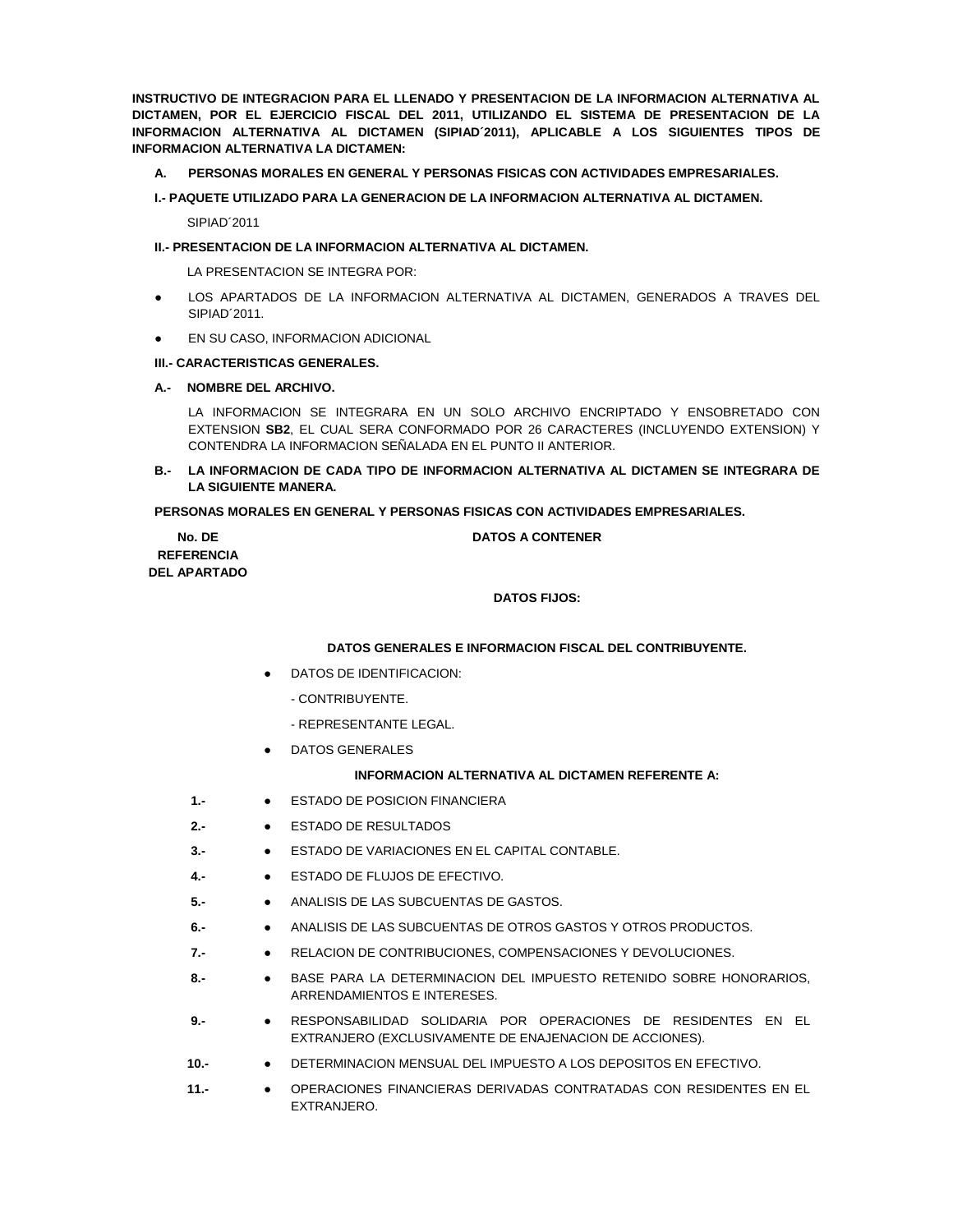**INSTRUCTIVO DE INTEGRACION PARA EL LLENADO Y PRESENTACION DE LA INFORMACION ALTERNATIVA AL DICTAMEN, POR EL EJERCICIO FISCAL DEL 2011, UTILIZANDO EL SISTEMA DE PRESENTACION DE LA INFORMACION ALTERNATIVA AL DICTAMEN (SIPIAD´2011), APLICABLE A LOS SIGUIENTES TIPOS DE INFORMACION ALTERNATIVA LA DICTAMEN:**

**A. PERSONAS MORALES EN GENERAL Y PERSONAS FISICAS CON ACTIVIDADES EMPRESARIALES.**

**I.- PAQUETE UTILIZADO PARA LA GENERACION DE LA INFORMACION ALTERNATIVA AL DICTAMEN.**

SIPIAD´2011

**II.- PRESENTACION DE LA INFORMACION ALTERNATIVA AL DICTAMEN.**

LA PRESENTACION SE INTEGRA POR:

- LOS APARTADOS DE LA INFORMACION ALTERNATIVA AL DICTAMEN, GENERADOS A TRAVES DEL SIPIAD´2011.
- EN SU CASO, INFORMACION ADICIONAL

**III.- CARACTERISTICAS GENERALES.**

**A.- NOMBRE DEL ARCHIVO.**

LA INFORMACION SE INTEGRARA EN UN SOLO ARCHIVO ENCRIPTADO Y ENSOBRETADO CON EXTENSION **SB2**, EL CUAL SERA CONFORMADO POR 26 CARACTERES (INCLUYENDO EXTENSION) Y CONTENDRA LA INFORMACION SEÑALADA EN EL PUNTO II ANTERIOR.

**B.- LA INFORMACION DE CADA TIPO DE INFORMACION ALTERNATIVA AL DICTAMEN SE INTEGRARA DE LA SIGUIENTE MANERA.**

**PERSONAS MORALES EN GENERAL Y PERSONAS FISICAS CON ACTIVIDADES EMPRESARIALES.**

| No. DE REFERENCIA DEL APARTADO | DATOS A CONTENER |
|---|---|
| | **DATOS FIJOS:** |
| | **DATOS GENERALES E INFORMACION FISCAL DEL CONTRIBUYENTE.** |
| | ● DATOS DE IDENTIFICACION:<br>- CONTRIBUYENTE.<br>- REPRESENTANTE LEGAL. |
| | ● DATOS GENERALES |
| | **INFORMACION ALTERNATIVA AL DICTAMEN REFERENTE A:** |
| **1.-** | ● ESTADO DE POSICION FINANCIERA |
| **2.-** | ● ESTADO DE RESULTADOS |
| **3.-** | ● ESTADO DE VARIACIONES EN EL CAPITAL CONTABLE. |
| **4.-** | ● ESTADO DE FLUJOS DE EFECTIVO. |
| **5.-** | ● ANALISIS DE LAS SUBCUENTAS DE GASTOS. |
| **6.-** | ● ANALISIS DE LAS SUBCUENTAS DE OTROS GASTOS Y OTROS PRODUCTOS. |
| **7.-** | ● RELACION DE CONTRIBUCIONES, COMPENSACIONES Y DEVOLUCIONES. |
| **8.-** | ● BASE PARA LA DETERMINACION DEL IMPUESTO RETENIDO SOBRE HONORARIOS, ARRENDAMIENTOS E INTERESES. |
| **9.-** | ● RESPONSABILIDAD SOLIDARIA POR OPERACIONES DE RESIDENTES EN EL EXTRANJERO (EXCLUSIVAMENTE DE ENAJENACION DE ACCIONES). |
| **10.-** | ● DETERMINACION MENSUAL DEL IMPUESTO A LOS DEPOSITOS EN EFECTIVO. |
| **11.-** | ● OPERACIONES FINANCIERAS DERIVADAS CONTRATADAS CON RESIDENTES EN EL EXTRANJERO. |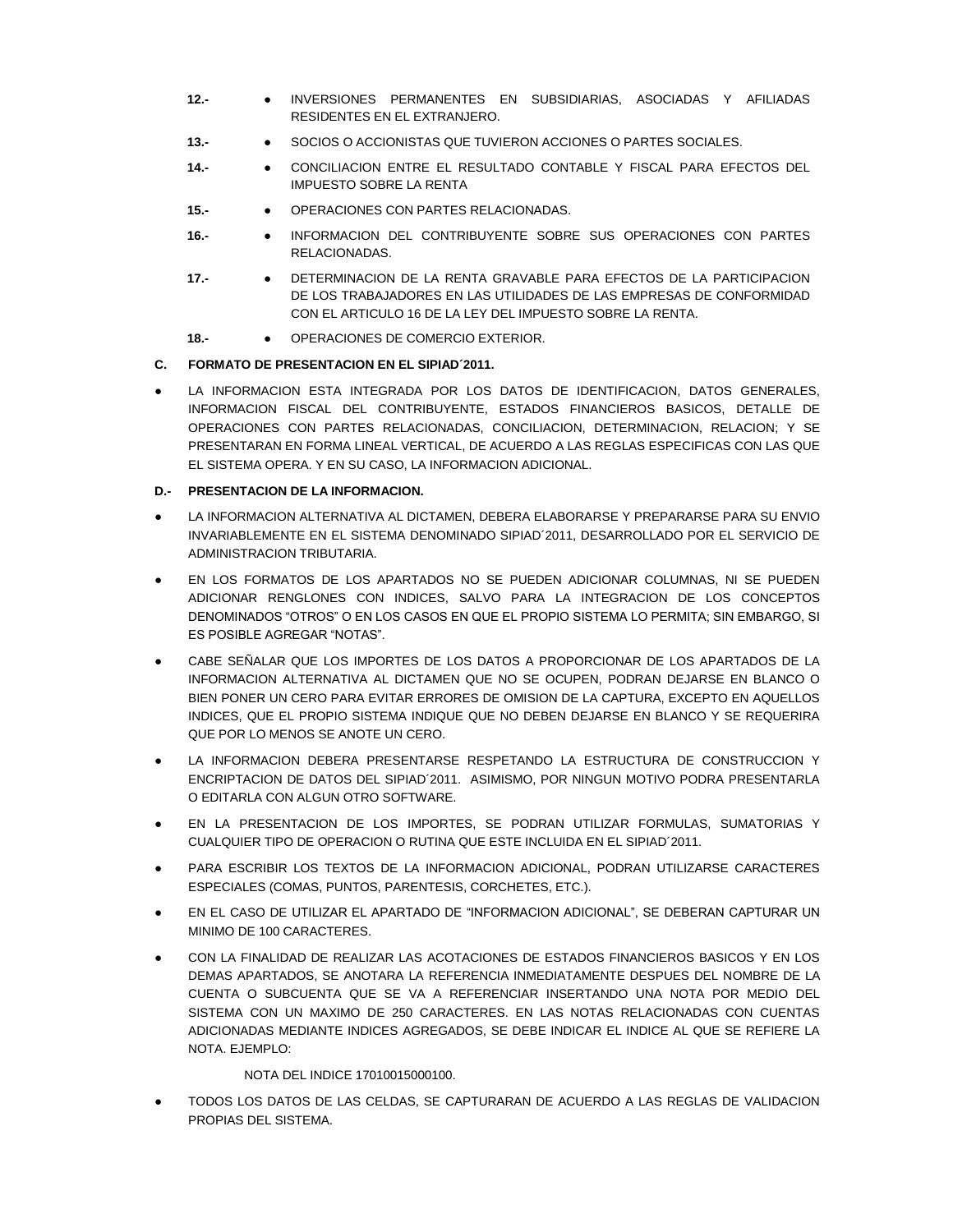**12.-** ● INVERSIONES PERMANENTES EN SUBSIDIARIAS, ASOCIADAS Y AFILIADAS RESIDENTES EN EL EXTRANJERO.

**13.-** ● SOCIOS O ACCIONISTAS QUE TUVIERON ACCIONES O PARTES SOCIALES.

**14.-** ● CONCILIACION ENTRE EL RESULTADO CONTABLE Y FISCAL PARA EFECTOS DEL IMPUESTO SOBRE LA RENTA

**15.-** ● OPERACIONES CON PARTES RELACIONADAS.

**16.-** ● INFORMACION DEL CONTRIBUYENTE SOBRE SUS OPERACIONES CON PARTES RELACIONADAS.

**17.-** ● DETERMINACION DE LA RENTA GRAVABLE PARA EFECTOS DE LA PARTICIPACION DE LOS TRABAJADORES EN LAS UTILIDADES DE LAS EMPRESAS DE CONFORMIDAD CON EL ARTICULO 16 DE LA LEY DEL IMPUESTO SOBRE LA RENTA.

**18.-** ● OPERACIONES DE COMERCIO EXTERIOR.

**C. FORMATO DE PRESENTACION EN EL SIPIAD´2011.**

- LA INFORMACION ESTA INTEGRADA POR LOS DATOS DE IDENTIFICACION, DATOS GENERALES, INFORMACION FISCAL DEL CONTRIBUYENTE, ESTADOS FINANCIEROS BASICOS, DETALLE DE OPERACIONES CON PARTES RELACIONADAS, CONCILIACION, DETERMINACION, RELACION; Y SE PRESENTARAN EN FORMA LINEAL VERTICAL, DE ACUERDO A LAS REGLAS ESPECIFICAS CON LAS QUE EL SISTEMA OPERA. Y EN SU CASO, LA INFORMACION ADICIONAL.

**D.- PRESENTACION DE LA INFORMACION.**

- LA INFORMACION ALTERNATIVA AL DICTAMEN, DEBERA ELABORARSE Y PREPARARSE PARA SU ENVIO INVARIABLEMENTE EN EL SISTEMA DENOMINADO SIPIAD´2011, DESARROLLADO POR EL SERVICIO DE ADMINISTRACION TRIBUTARIA.
- EN LOS FORMATOS DE LOS APARTADOS NO SE PUEDEN ADICIONAR COLUMNAS, NI SE PUEDEN ADICIONAR RENGLONES CON INDICES, SALVO PARA LA INTEGRACION DE LOS CONCEPTOS DENOMINADOS "OTROS" O EN LOS CASOS EN QUE EL PROPIO SISTEMA LO PERMITA; SIN EMBARGO, SI ES POSIBLE AGREGAR "NOTAS".
- CABE SEÑALAR QUE LOS IMPORTES DE LOS DATOS A PROPORCIONAR DE LOS APARTADOS DE LA INFORMACION ALTERNATIVA AL DICTAMEN QUE NO SE OCUPEN, PODRAN DEJARSE EN BLANCO O BIEN PONER UN CERO PARA EVITAR ERRORES DE OMISION DE LA CAPTURA, EXCEPTO EN AQUELLOS INDICES, QUE EL PROPIO SISTEMA INDIQUE QUE NO DEBEN DEJARSE EN BLANCO Y SE REQUERIRA QUE POR LO MENOS SE ANOTE UN CERO.
- LA INFORMACION DEBERA PRESENTARSE RESPETANDO LA ESTRUCTURA DE CONSTRUCCION Y ENCRIPTACION DE DATOS DEL SIPIAD´2011. ASIMISMO, POR NINGUN MOTIVO PODRA PRESENTARLA O EDITARLA CON ALGUN OTRO SOFTWARE.
- EN LA PRESENTACION DE LOS IMPORTES, SE PODRAN UTILIZAR FORMULAS, SUMATORIAS Y CUALQUIER TIPO DE OPERACION O RUTINA QUE ESTE INCLUIDA EN EL SIPIAD´2011.
- PARA ESCRIBIR LOS TEXTOS DE LA INFORMACION ADICIONAL, PODRAN UTILIZARSE CARACTERES ESPECIALES (COMAS, PUNTOS, PARENTESIS, CORCHETES, ETC.).
- EN EL CASO DE UTILIZAR EL APARTADO DE "INFORMACION ADICIONAL", SE DEBERAN CAPTURAR UN MINIMO DE 100 CARACTERES.
- CON LA FINALIDAD DE REALIZAR LAS ACOTACIONES DE ESTADOS FINANCIEROS BASICOS Y EN LOS DEMAS APARTADOS, SE ANOTARA LA REFERENCIA INMEDIATAMENTE DESPUES DEL NOMBRE DE LA CUENTA O SUBCUENTA QUE SE VA A REFERENCIAR INSERTANDO UNA NOTA POR MEDIO DEL SISTEMA CON UN MAXIMO DE 250 CARACTERES. EN LAS NOTAS RELACIONADAS CON CUENTAS ADICIONADAS MEDIANTE INDICES AGREGADOS, SE DEBE INDICAR EL INDICE AL QUE SE REFIERE LA NOTA. EJEMPLO:

  NOTA DEL INDICE 17010015000100.

- TODOS LOS DATOS DE LAS CELDAS, SE CAPTURARAN DE ACUERDO A LAS REGLAS DE VALIDACION PROPIAS DEL SISTEMA.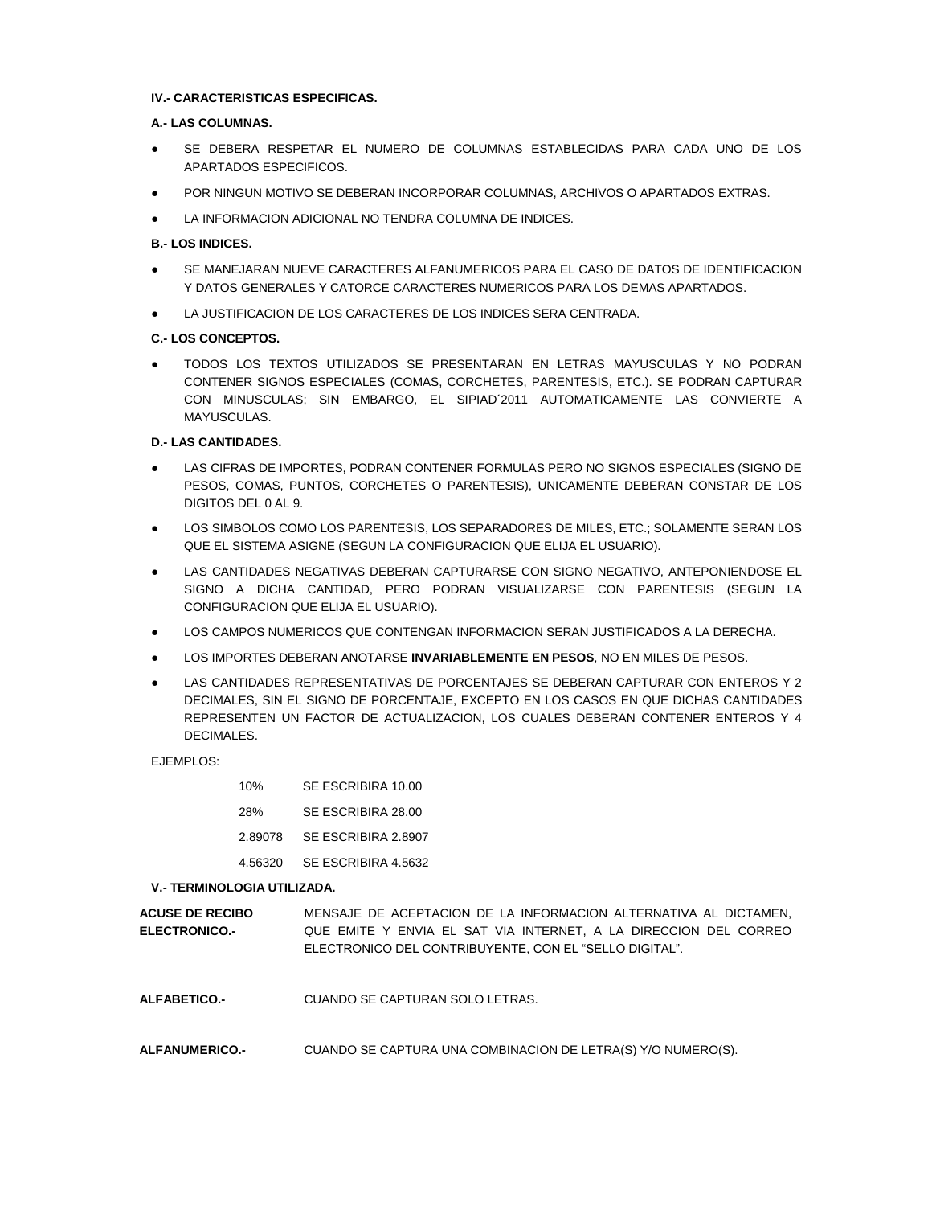**IV.- CARACTERISTICAS ESPECIFICAS.**

**A.- LAS COLUMNAS.**

- SE DEBERA RESPETAR EL NUMERO DE COLUMNAS ESTABLECIDAS PARA CADA UNO DE LOS APARTADOS ESPECIFICOS.
- POR NINGUN MOTIVO SE DEBERAN INCORPORAR COLUMNAS, ARCHIVOS O APARTADOS EXTRAS.
- LA INFORMACION ADICIONAL NO TENDRA COLUMNA DE INDICES.

**B.- LOS INDICES.**

- SE MANEJARAN NUEVE CARACTERES ALFANUMERICOS PARA EL CASO DE DATOS DE IDENTIFICACION Y DATOS GENERALES Y CATORCE CARACTERES NUMERICOS PARA LOS DEMAS APARTADOS.
- LA JUSTIFICACION DE LOS CARACTERES DE LOS INDICES SERA CENTRADA.

**C.- LOS CONCEPTOS.**

- TODOS LOS TEXTOS UTILIZADOS SE PRESENTARAN EN LETRAS MAYUSCULAS Y NO PODRAN CONTENER SIGNOS ESPECIALES (COMAS, CORCHETES, PARENTESIS, ETC.). SE PODRAN CAPTURAR CON MINUSCULAS; SIN EMBARGO, EL SIPIAD´2011 AUTOMATICAMENTE LAS CONVIERTE A MAYUSCULAS.

**D.- LAS CANTIDADES.**

- LAS CIFRAS DE IMPORTES, PODRAN CONTENER FORMULAS PERO NO SIGNOS ESPECIALES (SIGNO DE PESOS, COMAS, PUNTOS, CORCHETES O PARENTESIS), UNICAMENTE DEBERAN CONSTAR DE LOS DIGITOS DEL 0 AL 9.
- LOS SIMBOLOS COMO LOS PARENTESIS, LOS SEPARADORES DE MILES, ETC.; SOLAMENTE SERAN LOS QUE EL SISTEMA ASIGNE (SEGUN LA CONFIGURACION QUE ELIJA EL USUARIO).
- LAS CANTIDADES NEGATIVAS DEBERAN CAPTURARSE CON SIGNO NEGATIVO, ANTEPONIENDOSE EL SIGNO A DICHA CANTIDAD, PERO PODRAN VISUALIZARSE CON PARENTESIS (SEGUN LA CONFIGURACION QUE ELIJA EL USUARIO).
- LOS CAMPOS NUMERICOS QUE CONTENGAN INFORMACION SERAN JUSTIFICADOS A LA DERECHA.
- LOS IMPORTES DEBERAN ANOTARSE **INVARIABLEMENTE EN PESOS**, NO EN MILES DE PESOS.
- LAS CANTIDADES REPRESENTATIVAS DE PORCENTAJES SE DEBERAN CAPTURAR CON ENTEROS Y 2 DECIMALES, SIN EL SIGNO DE PORCENTAJE, EXCEPTO EN LOS CASOS EN QUE DICHAS CANTIDADES REPRESENTEN UN FACTOR DE ACTUALIZACION, LOS CUALES DEBERAN CONTENER ENTEROS Y 4 DECIMALES.

EJEMPLOS:

| | |
|---|---|
| 10% | SE ESCRIBIRA 10.00 |
| 28% | SE ESCRIBIRA 28.00 |
| 2.89078 | SE ESCRIBIRA 2.8907 |
| 4.56320 | SE ESCRIBIRA 4.5632 |

**V.- TERMINOLOGIA UTILIZADA.**

**ACUSE DE RECIBO ELECTRONICO.-** MENSAJE DE ACEPTACION DE LA INFORMACION ALTERNATIVA AL DICTAMEN, QUE EMITE Y ENVIA EL SAT VIA INTERNET, A LA DIRECCION DEL CORREO ELECTRONICO DEL CONTRIBUYENTE, CON EL "SELLO DIGITAL".

**ALFABETICO.-** CUANDO SE CAPTURAN SOLO LETRAS.

**ALFANUMERICO.-** CUANDO SE CAPTURA UNA COMBINACION DE LETRA(S) Y/O NUMERO(S).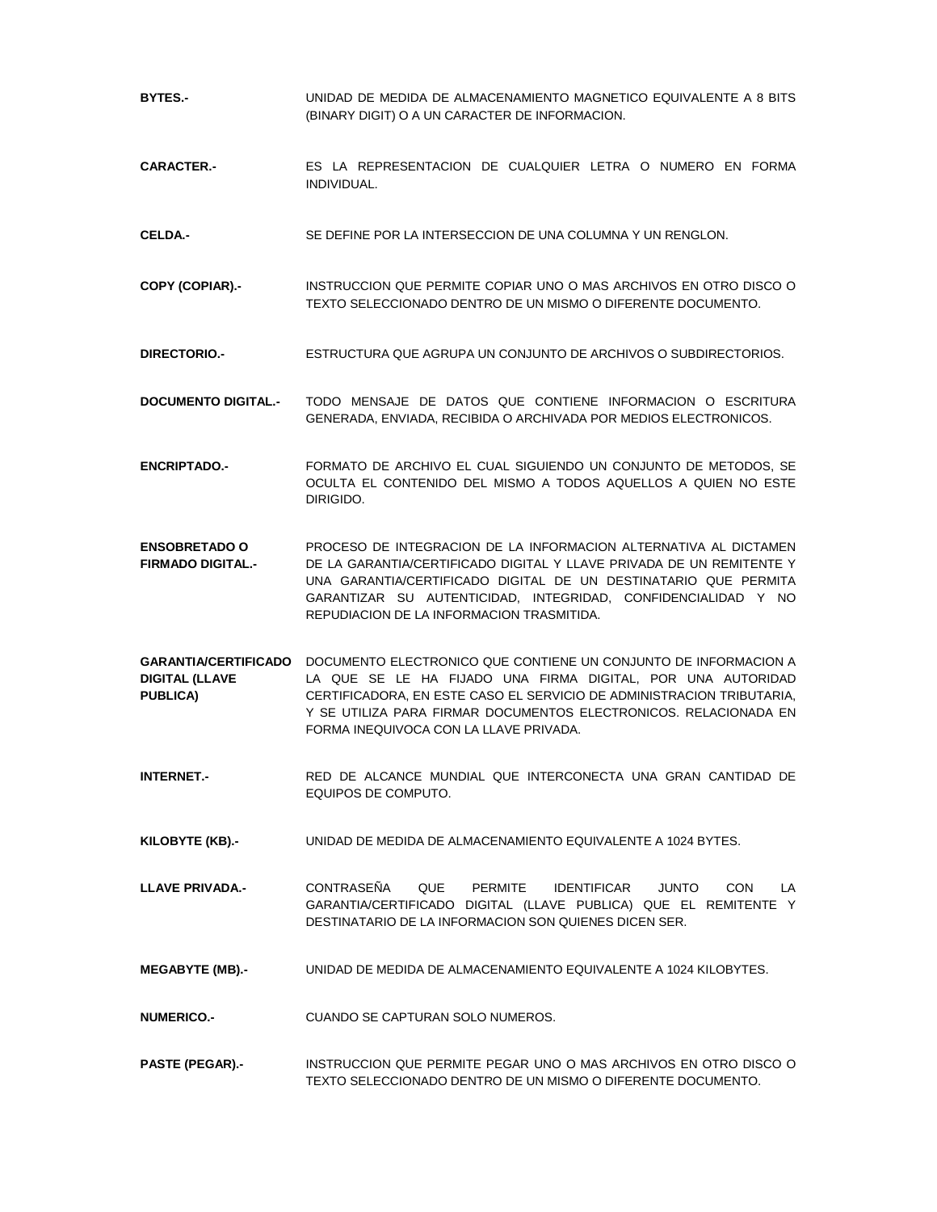**BYTES.-** UNIDAD DE MEDIDA DE ALMACENAMIENTO MAGNETICO EQUIVALENTE A 8 BITS (BINARY DIGIT) O A UN CARACTER DE INFORMACION.

**CARACTER.-** ES LA REPRESENTACION DE CUALQUIER LETRA O NUMERO EN FORMA INDIVIDUAL.

**CELDA.-** SE DEFINE POR LA INTERSECCION DE UNA COLUMNA Y UN RENGLON.

**COPY (COPIAR).-** INSTRUCCION QUE PERMITE COPIAR UNO O MAS ARCHIVOS EN OTRO DISCO O TEXTO SELECCIONADO DENTRO DE UN MISMO O DIFERENTE DOCUMENTO.

**DIRECTORIO.-** ESTRUCTURA QUE AGRUPA UN CONJUNTO DE ARCHIVOS O SUBDIRECTORIOS.

**DOCUMENTO DIGITAL.-** TODO MENSAJE DE DATOS QUE CONTIENE INFORMACION O ESCRITURA GENERADA, ENVIADA, RECIBIDA O ARCHIVADA POR MEDIOS ELECTRONICOS.

**ENCRIPTADO.-** FORMATO DE ARCHIVO EL CUAL SIGUIENDO UN CONJUNTO DE METODOS, SE OCULTA EL CONTENIDO DEL MISMO A TODOS AQUELLOS A QUIEN NO ESTE DIRIGIDO.

**ENSOBRETADO O FIRMADO DIGITAL.-** PROCESO DE INTEGRACION DE LA INFORMACION ALTERNATIVA AL DICTAMEN DE LA GARANTIA/CERTIFICADO DIGITAL Y LLAVE PRIVADA DE UN REMITENTE Y UNA GARANTIA/CERTIFICADO DIGITAL DE UN DESTINATARIO QUE PERMITA GARANTIZAR SU AUTENTICIDAD, INTEGRIDAD, CONFIDENCIALIDAD Y NO REPUDIACION DE LA INFORMACION TRASMITIDA.

**GARANTIA/CERTIFICADO DIGITAL (LLAVE PUBLICA)** DOCUMENTO ELECTRONICO QUE CONTIENE UN CONJUNTO DE INFORMACION A LA QUE SE LE HA FIJADO UNA FIRMA DIGITAL, POR UNA AUTORIDAD CERTIFICADORA, EN ESTE CASO EL SERVICIO DE ADMINISTRACION TRIBUTARIA, Y SE UTILIZA PARA FIRMAR DOCUMENTOS ELECTRONICOS. RELACIONADA EN FORMA INEQUIVOCA CON LA LLAVE PRIVADA.

**INTERNET.-** RED DE ALCANCE MUNDIAL QUE INTERCONECTA UNA GRAN CANTIDAD DE EQUIPOS DE COMPUTO.

**KILOBYTE (KB).-** UNIDAD DE MEDIDA DE ALMACENAMIENTO EQUIVALENTE A 1024 BYTES.

**LLAVE PRIVADA.-** CONTRASEÑA QUE PERMITE IDENTIFICAR JUNTO CON LA GARANTIA/CERTIFICADO DIGITAL (LLAVE PUBLICA) QUE EL REMITENTE Y DESTINATARIO DE LA INFORMACION SON QUIENES DICEN SER.

**MEGABYTE (MB).-** UNIDAD DE MEDIDA DE ALMACENAMIENTO EQUIVALENTE A 1024 KILOBYTES.

**NUMERICO.-** CUANDO SE CAPTURAN SOLO NUMEROS.

**PASTE (PEGAR).-** INSTRUCCION QUE PERMITE PEGAR UNO O MAS ARCHIVOS EN OTRO DISCO O TEXTO SELECCIONADO DENTRO DE UN MISMO O DIFERENTE DOCUMENTO.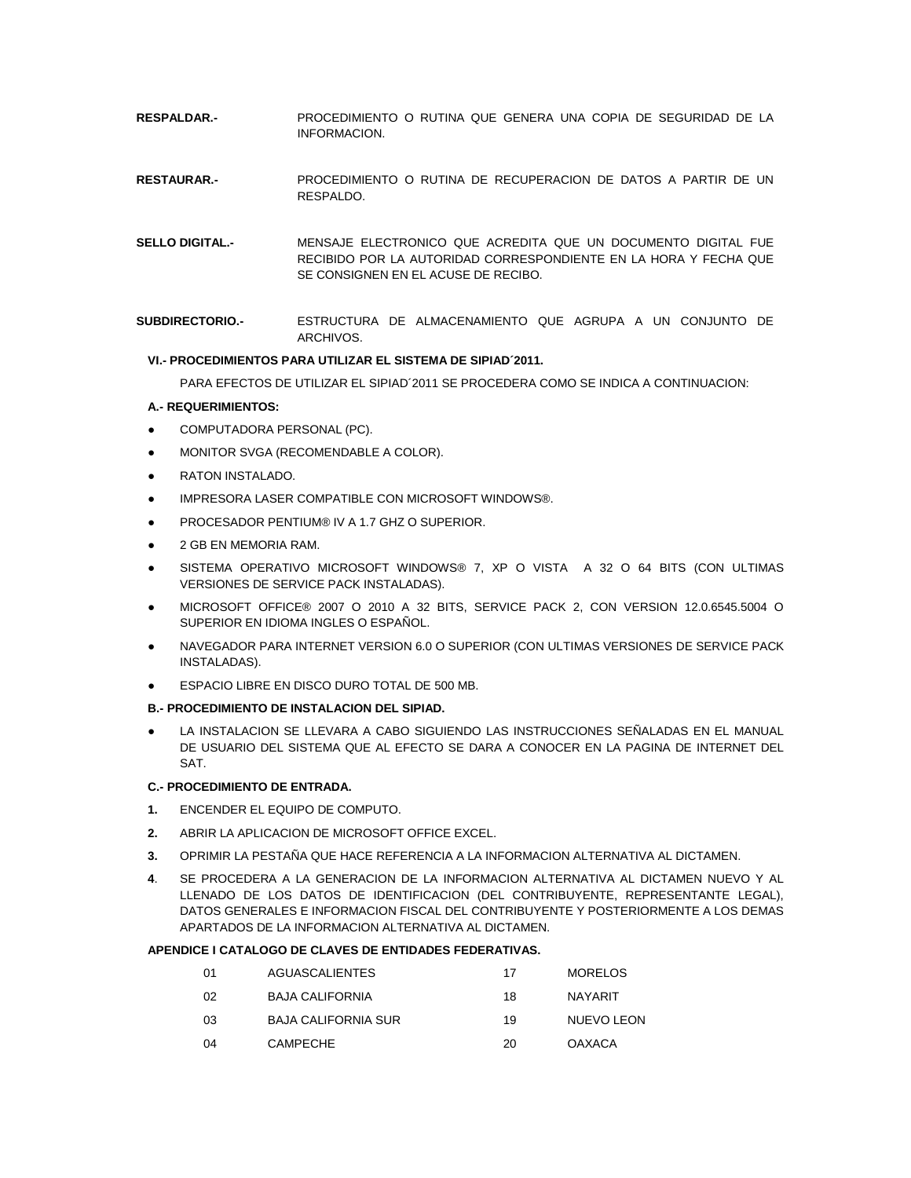**RESPALDAR.-** PROCEDIMIENTO O RUTINA QUE GENERA UNA COPIA DE SEGURIDAD DE LA INFORMACION.

**RESTAURAR.-** PROCEDIMIENTO O RUTINA DE RECUPERACION DE DATOS A PARTIR DE UN RESPALDO.

**SELLO DIGITAL.-** MENSAJE ELECTRONICO QUE ACREDITA QUE UN DOCUMENTO DIGITAL FUE RECIBIDO POR LA AUTORIDAD CORRESPONDIENTE EN LA HORA Y FECHA QUE SE CONSIGNEN EN EL ACUSE DE RECIBO.

**SUBDIRECTORIO.-** ESTRUCTURA DE ALMACENAMIENTO QUE AGRUPA A UN CONJUNTO DE ARCHIVOS.

**VI.- PROCEDIMIENTOS PARA UTILIZAR EL SISTEMA DE SIPIAD´2011.**

PARA EFECTOS DE UTILIZAR EL SIPIAD´2011 SE PROCEDERA COMO SE INDICA A CONTINUACION:

**A.- REQUERIMIENTOS:**

- COMPUTADORA PERSONAL (PC).
- MONITOR SVGA (RECOMENDABLE A COLOR).
- RATON INSTALADO.
- IMPRESORA LASER COMPATIBLE CON MICROSOFT WINDOWS®.
- PROCESADOR PENTIUM® IV A 1.7 GHZ O SUPERIOR.
- 2 GB EN MEMORIA RAM.
- SISTEMA OPERATIVO MICROSOFT WINDOWS® 7, XP O VISTA A 32 O 64 BITS (CON ULTIMAS VERSIONES DE SERVICE PACK INSTALADAS).
- MICROSOFT OFFICE® 2007 O 2010 A 32 BITS, SERVICE PACK 2, CON VERSION 12.0.6545.5004 O SUPERIOR EN IDIOMA INGLES O ESPAÑOL.
- NAVEGADOR PARA INTERNET VERSION 6.0 O SUPERIOR (CON ULTIMAS VERSIONES DE SERVICE PACK INSTALADAS).
- ESPACIO LIBRE EN DISCO DURO TOTAL DE 500 MB.

**B.- PROCEDIMIENTO DE INSTALACION DEL SIPIAD.**

- LA INSTALACION SE LLEVARA A CABO SIGUIENDO LAS INSTRUCCIONES SEÑALADAS EN EL MANUAL DE USUARIO DEL SISTEMA QUE AL EFECTO SE DARA A CONOCER EN LA PAGINA DE INTERNET DEL SAT.

**C.- PROCEDIMIENTO DE ENTRADA.**

**1.** ENCENDER EL EQUIPO DE COMPUTO.

**2.** ABRIR LA APLICACION DE MICROSOFT OFFICE EXCEL.

**3.** OPRIMIR LA PESTAÑA QUE HACE REFERENCIA A LA INFORMACION ALTERNATIVA AL DICTAMEN.

**4**. SE PROCEDERA A LA GENERACION DE LA INFORMACION ALTERNATIVA AL DICTAMEN NUEVO Y AL LLENADO DE LOS DATOS DE IDENTIFICACION (DEL CONTRIBUYENTE, REPRESENTANTE LEGAL), DATOS GENERALES E INFORMACION FISCAL DEL CONTRIBUYENTE Y POSTERIORMENTE A LOS DEMAS APARTADOS DE LA INFORMACION ALTERNATIVA AL DICTAMEN.

**APENDICE I CATALOGO DE CLAVES DE ENTIDADES FEDERATIVAS.**

| | | | |
|---|---|---|---|
| 01 | AGUASCALIENTES | 17 | MORELOS |
| 02 | BAJA CALIFORNIA | 18 | NAYARIT |
| 03 | BAJA CALIFORNIA SUR | 19 | NUEVO LEON |
| 04 | CAMPECHE | 20 | OAXACA |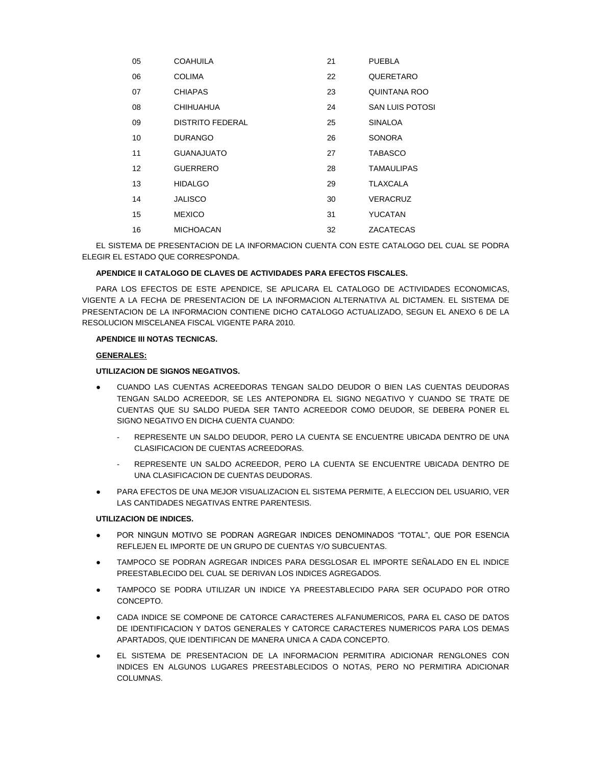| | | | |
|---|---|---|---|
| 05 | COAHUILA | 21 | PUEBLA |
| 06 | COLIMA | 22 | QUERETARO |
| 07 | CHIAPAS | 23 | QUINTANA ROO |
| 08 | CHIHUAHUA | 24 | SAN LUIS POTOSI |
| 09 | DISTRITO FEDERAL | 25 | SINALOA |
| 10 | DURANGO | 26 | SONORA |
| 11 | GUANAJUATO | 27 | TABASCO |
| 12 | GUERRERO | 28 | TAMAULIPAS |
| 13 | HIDALGO | 29 | TLAXCALA |
| 14 | JALISCO | 30 | VERACRUZ |
| 15 | MEXICO | 31 | YUCATAN |
| 16 | MICHOACAN | 32 | ZACATECAS |

EL SISTEMA DE PRESENTACION DE LA INFORMACION CUENTA CON ESTE CATALOGO DEL CUAL SE PODRA ELEGIR EL ESTADO QUE CORRESPONDA.

**APENDICE II CATALOGO DE CLAVES DE ACTIVIDADES PARA EFECTOS FISCALES.**

PARA LOS EFECTOS DE ESTE APENDICE, SE APLICARA EL CATALOGO DE ACTIVIDADES ECONOMICAS, VIGENTE A LA FECHA DE PRESENTACION DE LA INFORMACION ALTERNATIVA AL DICTAMEN. EL SISTEMA DE PRESENTACION DE LA INFORMACION CONTIENE DICHO CATALOGO ACTUALIZADO, SEGUN EL ANEXO 6 DE LA RESOLUCION MISCELANEA FISCAL VIGENTE PARA 2010.

**APENDICE III NOTAS TECNICAS.**

**<u>GENERALES:</u>**

**UTILIZACION DE SIGNOS NEGATIVOS.**

- CUANDO LAS CUENTAS ACREEDORAS TENGAN SALDO DEUDOR O BIEN LAS CUENTAS DEUDORAS TENGAN SALDO ACREEDOR, SE LES ANTEPONDRA EL SIGNO NEGATIVO Y CUANDO SE TRATE DE CUENTAS QUE SU SALDO PUEDA SER TANTO ACREEDOR COMO DEUDOR, SE DEBERA PONER EL SIGNO NEGATIVO EN DICHA CUENTA CUANDO:
    - REPRESENTE UN SALDO DEUDOR, PERO LA CUENTA SE ENCUENTRE UBICADA DENTRO DE UNA CLASIFICACION DE CUENTAS ACREEDORAS.
    - REPRESENTE UN SALDO ACREEDOR, PERO LA CUENTA SE ENCUENTRE UBICADA DENTRO DE UNA CLASIFICACION DE CUENTAS DEUDORAS.
- PARA EFECTOS DE UNA MEJOR VISUALIZACION EL SISTEMA PERMITE, A ELECCION DEL USUARIO, VER LAS CANTIDADES NEGATIVAS ENTRE PARENTESIS.

**UTILIZACION DE INDICES.**

- POR NINGUN MOTIVO SE PODRAN AGREGAR INDICES DENOMINADOS “TOTAL”, QUE POR ESENCIA REFLEJEN EL IMPORTE DE UN GRUPO DE CUENTAS Y/O SUBCUENTAS.
- TAMPOCO SE PODRAN AGREGAR INDICES PARA DESGLOSAR EL IMPORTE SEÑALADO EN EL INDICE PREESTABLECIDO DEL CUAL SE DERIVAN LOS INDICES AGREGADOS.
- TAMPOCO SE PODRA UTILIZAR UN INDICE YA PREESTABLECIDO PARA SER OCUPADO POR OTRO CONCEPTO.
- CADA INDICE SE COMPONE DE CATORCE CARACTERES ALFANUMERICOS, PARA EL CASO DE DATOS DE IDENTIFICACION Y DATOS GENERALES Y CATORCE CARACTERES NUMERICOS PARA LOS DEMAS APARTADOS, QUE IDENTIFICAN DE MANERA UNICA A CADA CONCEPTO.
- EL SISTEMA DE PRESENTACION DE LA INFORMACION PERMITIRA ADICIONAR RENGLONES CON INDICES EN ALGUNOS LUGARES PREESTABLECIDOS O NOTAS, PERO NO PERMITIRA ADICIONAR COLUMNAS.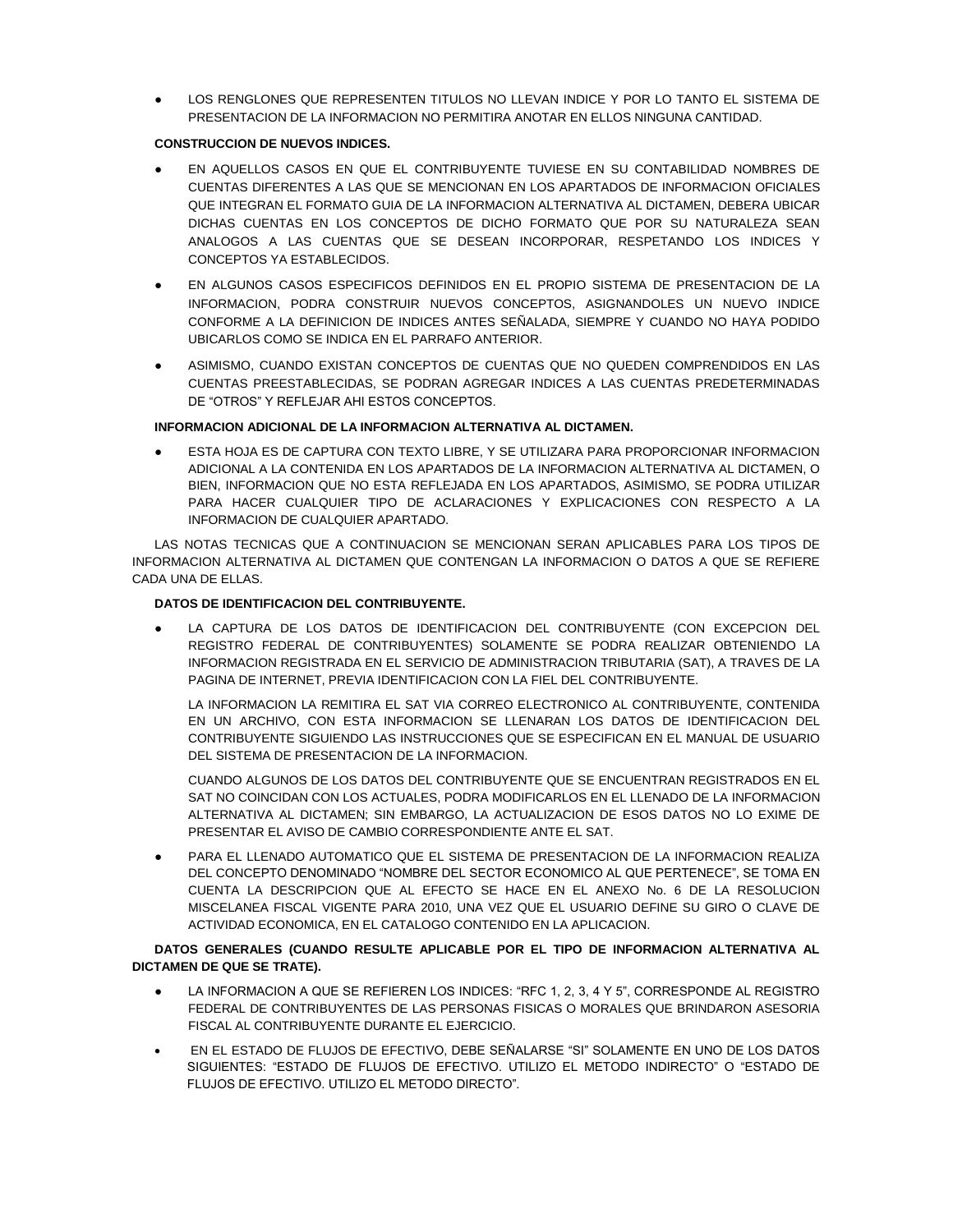- LOS RENGLONES QUE REPRESENTEN TITULOS NO LLEVAN INDICE Y POR LO TANTO EL SISTEMA DE PRESENTACION DE LA INFORMACION NO PERMITIRA ANOTAR EN ELLOS NINGUNA CANTIDAD.

**CONSTRUCCION DE NUEVOS INDICES.**

- EN AQUELLOS CASOS EN QUE EL CONTRIBUYENTE TUVIESE EN SU CONTABILIDAD NOMBRES DE CUENTAS DIFERENTES A LAS QUE SE MENCIONAN EN LOS APARTADOS DE INFORMACION OFICIALES QUE INTEGRAN EL FORMATO GUIA DE LA INFORMACION ALTERNATIVA AL DICTAMEN, DEBERA UBICAR DICHAS CUENTAS EN LOS CONCEPTOS DE DICHO FORMATO QUE POR SU NATURALEZA SEAN ANALOGOS A LAS CUENTAS QUE SE DESEAN INCORPORAR, RESPETANDO LOS INDICES Y CONCEPTOS YA ESTABLECIDOS.
- EN ALGUNOS CASOS ESPECIFICOS DEFINIDOS EN EL PROPIO SISTEMA DE PRESENTACION DE LA INFORMACION, PODRA CONSTRUIR NUEVOS CONCEPTOS, ASIGNANDOLES UN NUEVO INDICE CONFORME A LA DEFINICION DE INDICES ANTES SEÑALADA, SIEMPRE Y CUANDO NO HAYA PODIDO UBICARLOS COMO SE INDICA EN EL PARRAFO ANTERIOR.
- ASIMISMO, CUANDO EXISTAN CONCEPTOS DE CUENTAS QUE NO QUEDEN COMPRENDIDOS EN LAS CUENTAS PREESTABLECIDAS, SE PODRAN AGREGAR INDICES A LAS CUENTAS PREDETERMINADAS DE “OTROS” Y REFLEJAR AHI ESTOS CONCEPTOS.

**INFORMACION ADICIONAL DE LA INFORMACION ALTERNATIVA AL DICTAMEN.**

- ESTA HOJA ES DE CAPTURA CON TEXTO LIBRE, Y SE UTILIZARA PARA PROPORCIONAR INFORMACION ADICIONAL A LA CONTENIDA EN LOS APARTADOS DE LA INFORMACION ALTERNATIVA AL DICTAMEN, O BIEN, INFORMACION QUE NO ESTA REFLEJADA EN LOS APARTADOS, ASIMISMO, SE PODRA UTILIZAR PARA HACER CUALQUIER TIPO DE ACLARACIONES Y EXPLICACIONES CON RESPECTO A LA INFORMACION DE CUALQUIER APARTADO.

LAS NOTAS TECNICAS QUE A CONTINUACION SE MENCIONAN SERAN APLICABLES PARA LOS TIPOS DE INFORMACION ALTERNATIVA AL DICTAMEN QUE CONTENGAN LA INFORMACION O DATOS A QUE SE REFIERE CADA UNA DE ELLAS.

**DATOS DE IDENTIFICACION DEL CONTRIBUYENTE.**

- LA CAPTURA DE LOS DATOS DE IDENTIFICACION DEL CONTRIBUYENTE (CON EXCEPCION DEL REGISTRO FEDERAL DE CONTRIBUYENTES) SOLAMENTE SE PODRA REALIZAR OBTENIENDO LA INFORMACION REGISTRADA EN EL SERVICIO DE ADMINISTRACION TRIBUTARIA (SAT), A TRAVES DE LA PAGINA DE INTERNET, PREVIA IDENTIFICACION CON LA FIEL DEL CONTRIBUYENTE.

  LA INFORMACION LA REMITIRA EL SAT VIA CORREO ELECTRONICO AL CONTRIBUYENTE, CONTENIDA EN UN ARCHIVO, CON ESTA INFORMACION SE LLENARAN LOS DATOS DE IDENTIFICACION DEL CONTRIBUYENTE SIGUIENDO LAS INSTRUCCIONES QUE SE ESPECIFICAN EN EL MANUAL DE USUARIO DEL SISTEMA DE PRESENTACION DE LA INFORMACION.

  CUANDO ALGUNOS DE LOS DATOS DEL CONTRIBUYENTE QUE SE ENCUENTRAN REGISTRADOS EN EL SAT NO COINCIDAN CON LOS ACTUALES, PODRA MODIFICARLOS EN EL LLENADO DE LA INFORMACION ALTERNATIVA AL DICTAMEN; SIN EMBARGO, LA ACTUALIZACION DE ESOS DATOS NO LO EXIME DE PRESENTAR EL AVISO DE CAMBIO CORRESPONDIENTE ANTE EL SAT.

- PARA EL LLENADO AUTOMATICO QUE EL SISTEMA DE PRESENTACION DE LA INFORMACION REALIZA DEL CONCEPTO DENOMINADO “NOMBRE DEL SECTOR ECONOMICO AL QUE PERTENECE”, SE TOMA EN CUENTA LA DESCRIPCION QUE AL EFECTO SE HACE EN EL ANEXO No. 6 DE LA RESOLUCION MISCELANEA FISCAL VIGENTE PARA 2010, UNA VEZ QUE EL USUARIO DEFINE SU GIRO O CLAVE DE ACTIVIDAD ECONOMICA, EN EL CATALOGO CONTENIDO EN LA APLICACION.

**DATOS GENERALES (CUANDO RESULTE APLICABLE POR EL TIPO DE INFORMACION ALTERNATIVA AL DICTAMEN DE QUE SE TRATE).**

- LA INFORMACION A QUE SE REFIEREN LOS INDICES: “RFC 1, 2, 3, 4 Y 5”, CORRESPONDE AL REGISTRO FEDERAL DE CONTRIBUYENTES DE LAS PERSONAS FISICAS O MORALES QUE BRINDARON ASESORIA FISCAL AL CONTRIBUYENTE DURANTE EL EJERCICIO.
- EN EL ESTADO DE FLUJOS DE EFECTIVO, DEBE SEÑALARSE “SI” SOLAMENTE EN UNO DE LOS DATOS SIGUIENTES: “ESTADO DE FLUJOS DE EFECTIVO. UTILIZO EL METODO INDIRECTO” O “ESTADO DE FLUJOS DE EFECTIVO. UTILIZO EL METODO DIRECTO”.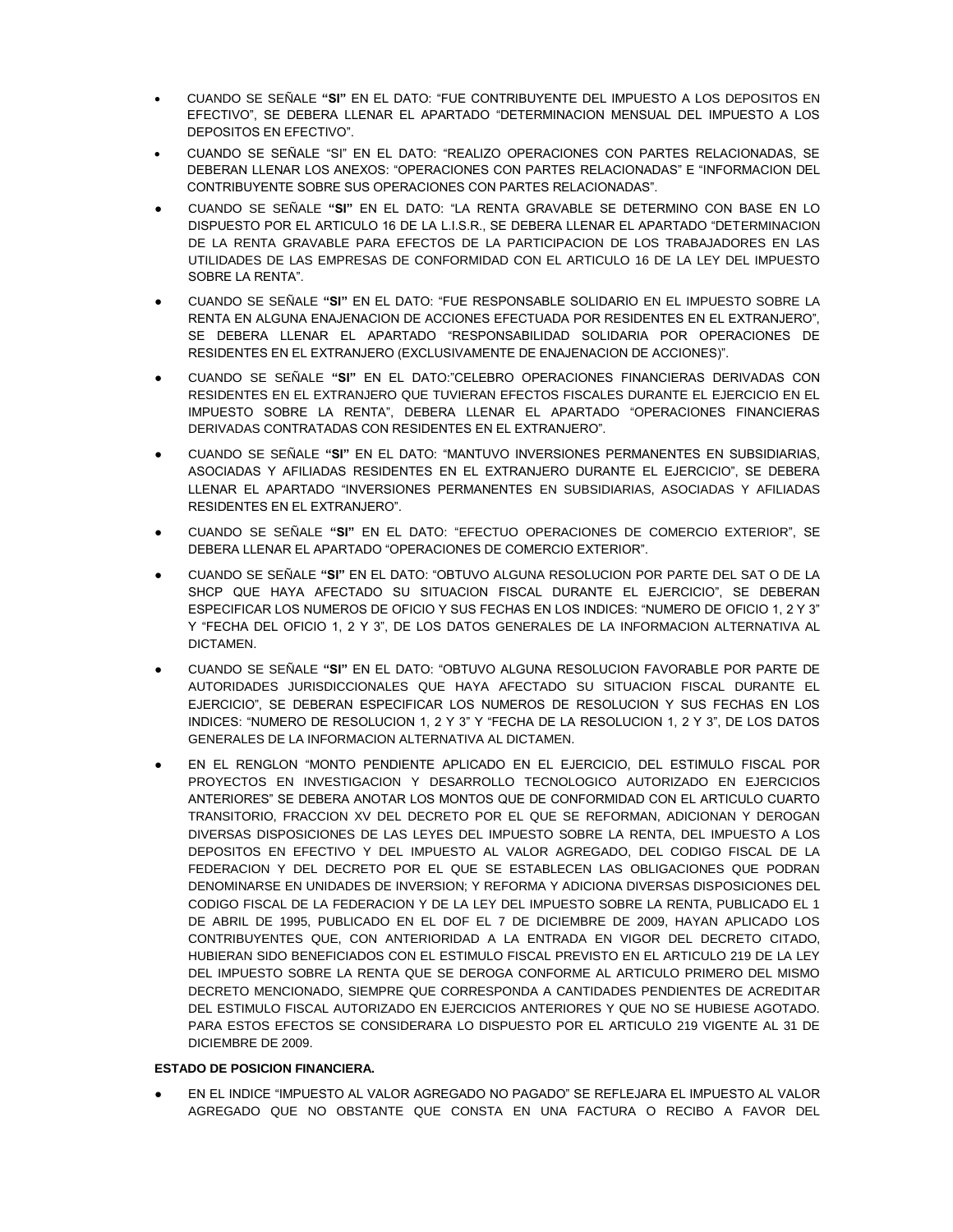- CUANDO SE SEÑALE **"SI"** EN EL DATO: "FUE CONTRIBUYENTE DEL IMPUESTO A LOS DEPOSITOS EN EFECTIVO", SE DEBERA LLENAR EL APARTADO "DETERMINACION MENSUAL DEL IMPUESTO A LOS DEPOSITOS EN EFECTIVO".
- CUANDO SE SEÑALE "SI" EN EL DATO: "REALIZO OPERACIONES CON PARTES RELACIONADAS, SE DEBERAN LLENAR LOS ANEXOS: "OPERACIONES CON PARTES RELACIONADAS" E "INFORMACION DEL CONTRIBUYENTE SOBRE SUS OPERACIONES CON PARTES RELACIONADAS".
- CUANDO SE SEÑALE **"SI"** EN EL DATO: "LA RENTA GRAVABLE SE DETERMINO CON BASE EN LO DISPUESTO POR EL ARTICULO 16 DE LA L.I.S.R., SE DEBERA LLENAR EL APARTADO "DETERMINACION DE LA RENTA GRAVABLE PARA EFECTOS DE LA PARTICIPACION DE LOS TRABAJADORES EN LAS UTILIDADES DE LAS EMPRESAS DE CONFORMIDAD CON EL ARTICULO 16 DE LA LEY DEL IMPUESTO SOBRE LA RENTA".
- CUANDO SE SEÑALE **"SI"** EN EL DATO: "FUE RESPONSABLE SOLIDARIO EN EL IMPUESTO SOBRE LA RENTA EN ALGUNA ENAJENACION DE ACCIONES EFECTUADA POR RESIDENTES EN EL EXTRANJERO", SE DEBERA LLENAR EL APARTADO "RESPONSABILIDAD SOLIDARIA POR OPERACIONES DE RESIDENTES EN EL EXTRANJERO (EXCLUSIVAMENTE DE ENAJENACION DE ACCIONES)".
- CUANDO SE SEÑALE **"SI"** EN EL DATO:"CELEBRO OPERACIONES FINANCIERAS DERIVADAS CON RESIDENTES EN EL EXTRANJERO QUE TUVIERAN EFECTOS FISCALES DURANTE EL EJERCICIO EN EL IMPUESTO SOBRE LA RENTA", DEBERA LLENAR EL APARTADO "OPERACIONES FINANCIERAS DERIVADAS CONTRATADAS CON RESIDENTES EN EL EXTRANJERO".
- CUANDO SE SEÑALE **"SI"** EN EL DATO: "MANTUVO INVERSIONES PERMANENTES EN SUBSIDIARIAS, ASOCIADAS Y AFILIADAS RESIDENTES EN EL EXTRANJERO DURANTE EL EJERCICIO", SE DEBERA LLENAR EL APARTADO "INVERSIONES PERMANENTES EN SUBSIDIARIAS, ASOCIADAS Y AFILIADAS RESIDENTES EN EL EXTRANJERO".
- CUANDO SE SEÑALE **"SI"** EN EL DATO: "EFECTUO OPERACIONES DE COMERCIO EXTERIOR", SE DEBERA LLENAR EL APARTADO "OPERACIONES DE COMERCIO EXTERIOR".
- CUANDO SE SEÑALE **"SI"** EN EL DATO: "OBTUVO ALGUNA RESOLUCION POR PARTE DEL SAT O DE LA SHCP QUE HAYA AFECTADO SU SITUACION FISCAL DURANTE EL EJERCICIO", SE DEBERAN ESPECIFICAR LOS NUMEROS DE OFICIO Y SUS FECHAS EN LOS INDICES: "NUMERO DE OFICIO 1, 2 Y 3" Y "FECHA DEL OFICIO 1, 2 Y 3", DE LOS DATOS GENERALES DE LA INFORMACION ALTERNATIVA AL DICTAMEN.
- CUANDO SE SEÑALE **"SI"** EN EL DATO: "OBTUVO ALGUNA RESOLUCION FAVORABLE POR PARTE DE AUTORIDADES JURISDICCIONALES QUE HAYA AFECTADO SU SITUACION FISCAL DURANTE EL EJERCICIO", SE DEBERAN ESPECIFICAR LOS NUMEROS DE RESOLUCION Y SUS FECHAS EN LOS INDICES: "NUMERO DE RESOLUCION 1, 2 Y 3" Y "FECHA DE LA RESOLUCION 1, 2 Y 3", DE LOS DATOS GENERALES DE LA INFORMACION ALTERNATIVA AL DICTAMEN.
- EN EL RENGLON "MONTO PENDIENTE APLICADO EN EL EJERCICIO, DEL ESTIMULO FISCAL POR PROYECTOS EN INVESTIGACION Y DESARROLLO TECNOLOGICO AUTORIZADO EN EJERCICIOS ANTERIORES" SE DEBERA ANOTAR LOS MONTOS QUE DE CONFORMIDAD CON EL ARTICULO CUARTO TRANSITORIO, FRACCION XV DEL DECRETO POR EL QUE SE REFORMAN, ADICIONAN Y DEROGAN DIVERSAS DISPOSICIONES DE LAS LEYES DEL IMPUESTO SOBRE LA RENTA, DEL IMPUESTO A LOS DEPOSITOS EN EFECTIVO Y DEL IMPUESTO AL VALOR AGREGADO, DEL CODIGO FISCAL DE LA FEDERACION Y DEL DECRETO POR EL QUE SE ESTABLECEN LAS OBLIGACIONES QUE PODRAN DENOMINARSE EN UNIDADES DE INVERSION; Y REFORMA Y ADICIONA DIVERSAS DISPOSICIONES DEL CODIGO FISCAL DE LA FEDERACION Y DE LA LEY DEL IMPUESTO SOBRE LA RENTA, PUBLICADO EL 1 DE ABRIL DE 1995, PUBLICADO EN EL DOF EL 7 DE DICIEMBRE DE 2009, HAYAN APLICADO LOS CONTRIBUYENTES QUE, CON ANTERIORIDAD A LA ENTRADA EN VIGOR DEL DECRETO CITADO, HUBIERAN SIDO BENEFICIADOS CON EL ESTIMULO FISCAL PREVISTO EN EL ARTICULO 219 DE LA LEY DEL IMPUESTO SOBRE LA RENTA QUE SE DEROGA CONFORME AL ARTICULO PRIMERO DEL MISMO DECRETO MENCIONADO, SIEMPRE QUE CORRESPONDA A CANTIDADES PENDIENTES DE ACREDITAR DEL ESTIMULO FISCAL AUTORIZADO EN EJERCICIOS ANTERIORES Y QUE NO SE HUBIESE AGOTADO. PARA ESTOS EFECTOS SE CONSIDERARA LO DISPUESTO POR EL ARTICULO 219 VIGENTE AL 31 DE DICIEMBRE DE 2009.

**ESTADO DE POSICION FINANCIERA.**

- EN EL INDICE "IMPUESTO AL VALOR AGREGADO NO PAGADO" SE REFLEJARA EL IMPUESTO AL VALOR AGREGADO QUE NO OBSTANTE QUE CONSTA EN UNA FACTURA O RECIBO A FAVOR DEL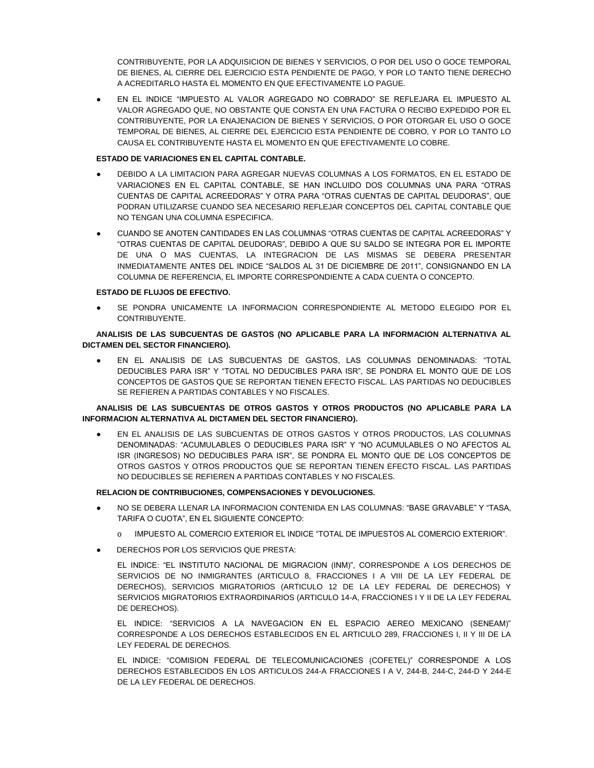CONTRIBUYENTE, POR LA ADQUISICION DE BIENES Y SERVICIOS, O POR DEL USO O GOCE TEMPORAL DE BIENES, AL CIERRE DEL EJERCICIO ESTA PENDIENTE DE PAGO, Y POR LO TANTO TIENE DERECHO A ACREDITARLO HASTA EL MOMENTO EN QUE EFECTIVAMENTE LO PAGUE.

- EN EL INDICE "IMPUESTO AL VALOR AGREGADO NO COBRADO" SE REFLEJARA EL IMPUESTO AL VALOR AGREGADO QUE, NO OBSTANTE QUE CONSTA EN UNA FACTURA O RECIBO EXPEDIDO POR EL CONTRIBUYENTE, POR LA ENAJENACION DE BIENES Y SERVICIOS, O POR OTORGAR EL USO O GOCE TEMPORAL DE BIENES, AL CIERRE DEL EJERCICIO ESTA PENDIENTE DE COBRO, Y POR LO TANTO LO CAUSA EL CONTRIBUYENTE HASTA EL MOMENTO EN QUE EFECTIVAMENTE LO COBRE.

**ESTADO DE VARIACIONES EN EL CAPITAL CONTABLE.**

- DEBIDO A LA LIMITACION PARA AGREGAR NUEVAS COLUMNAS A LOS FORMATOS, EN EL ESTADO DE VARIACIONES EN EL CAPITAL CONTABLE, SE HAN INCLUIDO DOS COLUMNAS UNA PARA "OTRAS CUENTAS DE CAPITAL ACREEDORAS" Y OTRA PARA "OTRAS CUENTAS DE CAPITAL DEUDORAS", QUE PODRAN UTILIZARSE CUANDO SEA NECESARIO REFLEJAR CONCEPTOS DEL CAPITAL CONTABLE QUE NO TENGAN UNA COLUMNA ESPECIFICA.
- CUANDO SE ANOTEN CANTIDADES EN LAS COLUMNAS "OTRAS CUENTAS DE CAPITAL ACREEDORAS" Y "OTRAS CUENTAS DE CAPITAL DEUDORAS", DEBIDO A QUE SU SALDO SE INTEGRA POR EL IMPORTE DE UNA O MAS CUENTAS, LA INTEGRACION DE LAS MISMAS SE DEBERA PRESENTAR INMEDIATAMENTE ANTES DEL INDICE "SALDOS AL 31 DE DICIEMBRE DE 2011", CONSIGNANDO EN LA COLUMNA DE REFERENCIA, EL IMPORTE CORRESPONDIENTE A CADA CUENTA O CONCEPTO.

**ESTADO DE FLUJOS DE EFECTIVO.**

- SE PONDRA UNICAMENTE LA INFORMACION CORRESPONDIENTE AL METODO ELEGIDO POR EL CONTRIBUYENTE.

**ANALISIS DE LAS SUBCUENTAS DE GASTOS (NO APLICABLE PARA LA INFORMACION ALTERNATIVA AL DICTAMEN DEL SECTOR FINANCIERO).**

- EN EL ANALISIS DE LAS SUBCUENTAS DE GASTOS, LAS COLUMNAS DENOMINADAS: "TOTAL DEDUCIBLES PARA ISR" Y "TOTAL NO DEDUCIBLES PARA ISR", SE PONDRA EL MONTO QUE DE LOS CONCEPTOS DE GASTOS QUE SE REPORTAN TIENEN EFECTO FISCAL. LAS PARTIDAS NO DEDUCIBLES SE REFIEREN A PARTIDAS CONTABLES Y NO FISCALES.

**ANALISIS DE LAS SUBCUENTAS DE OTROS GASTOS Y OTROS PRODUCTOS (NO APLICABLE PARA LA INFORMACION ALTERNATIVA AL DICTAMEN DEL SECTOR FINANCIERO).**

- EN EL ANALISIS DE LAS SUBCUENTAS DE OTROS GASTOS Y OTROS PRODUCTOS, LAS COLUMNAS DENOMINADAS: "ACUMULABLES O DEDUCIBLES PARA ISR" Y "NO ACUMULABLES O NO AFECTOS AL ISR (INGRESOS) NO DEDUCIBLES PARA ISR", SE PONDRA EL MONTO QUE DE LOS CONCEPTOS DE OTROS GASTOS Y OTROS PRODUCTOS QUE SE REPORTAN TIENEN EFECTO FISCAL. LAS PARTIDAS NO DEDUCIBLES SE REFIEREN A PARTIDAS CONTABLES Y NO FISCALES.

**RELACION DE CONTRIBUCIONES, COMPENSACIONES Y DEVOLUCIONES.**

- NO SE DEBERA LLENAR LA INFORMACION CONTENIDA EN LAS COLUMNAS: "BASE GRAVABLE" Y "TASA, TARIFA O CUOTA", EN EL SIGUIENTE CONCEPTO:
  - IMPUESTO AL COMERCIO EXTERIOR EL INDICE "TOTAL DE IMPUESTOS AL COMERCIO EXTERIOR".
- DERECHOS POR LOS SERVICIOS QUE PRESTA:

  EL INDICE: "EL INSTITUTO NACIONAL DE MIGRACION (INM)", CORRESPONDE A LOS DERECHOS DE SERVICIOS DE NO INMIGRANTES (ARTICULO 8, FRACCIONES I A VIII DE LA LEY FEDERAL DE DERECHOS), SERVICIOS MIGRATORIOS (ARTICULO 12 DE LA LEY FEDERAL DE DERECHOS) Y SERVICIOS MIGRATORIOS EXTRAORDINARIOS (ARTICULO 14-A, FRACCIONES I Y II DE LA LEY FEDERAL DE DERECHOS).

  EL INDICE: "SERVICIOS A LA NAVEGACION EN EL ESPACIO AEREO MEXICANO (SENEAM)" CORRESPONDE A LOS DERECHOS ESTABLECIDOS EN EL ARTICULO 289, FRACCIONES I, II Y III DE LA LEY FEDERAL DE DERECHOS.

  EL INDICE: "COMISION FEDERAL DE TELECOMUNICACIONES (COFETEL)" CORRESPONDE A LOS DERECHOS ESTABLECIDOS EN LOS ARTICULOS 244-A FRACCIONES I A V, 244-B, 244-C, 244-D Y 244-E DE LA LEY FEDERAL DE DERECHOS.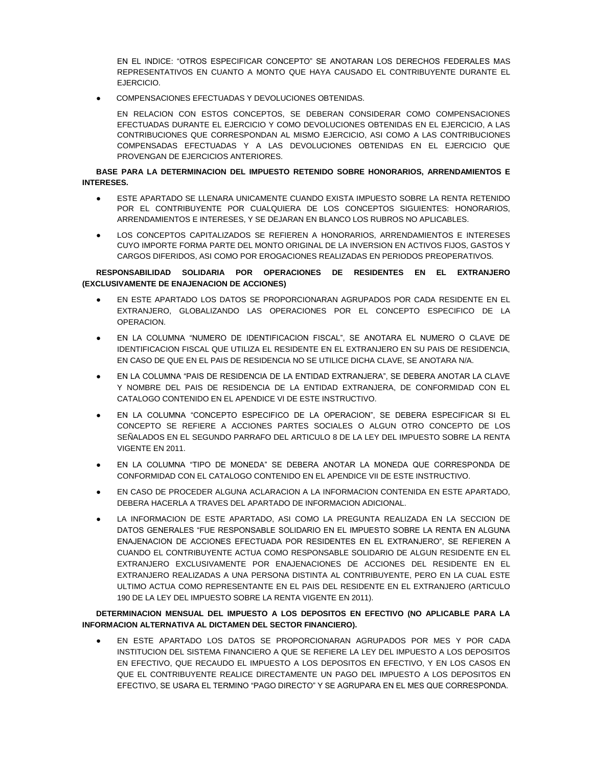EN EL INDICE: "OTROS ESPECIFICAR CONCEPTO" SE ANOTARAN LOS DERECHOS FEDERALES MAS REPRESENTATIVOS EN CUANTO A MONTO QUE HAYA CAUSADO EL CONTRIBUYENTE DURANTE EL EJERCICIO.

- COMPENSACIONES EFECTUADAS Y DEVOLUCIONES OBTENIDAS.

  EN RELACION CON ESTOS CONCEPTOS, SE DEBERAN CONSIDERAR COMO COMPENSACIONES EFECTUADAS DURANTE EL EJERCICIO Y COMO DEVOLUCIONES OBTENIDAS EN EL EJERCICIO, A LAS CONTRIBUCIONES QUE CORRESPONDAN AL MISMO EJERCICIO, ASI COMO A LAS CONTRIBUCIONES COMPENSADAS EFECTUADAS Y A LAS DEVOLUCIONES OBTENIDAS EN EL EJERCICIO QUE PROVENGAN DE EJERCICIOS ANTERIORES.

**BASE PARA LA DETERMINACION DEL IMPUESTO RETENIDO SOBRE HONORARIOS, ARRENDAMIENTOS E INTERESES.**

- ESTE APARTADO SE LLENARA UNICAMENTE CUANDO EXISTA IMPUESTO SOBRE LA RENTA RETENIDO POR EL CONTRIBUYENTE POR CUALQUIERA DE LOS CONCEPTOS SIGUIENTES: HONORARIOS, ARRENDAMIENTOS E INTERESES, Y SE DEJARAN EN BLANCO LOS RUBROS NO APLICABLES.
- LOS CONCEPTOS CAPITALIZADOS SE REFIEREN A HONORARIOS, ARRENDAMIENTOS E INTERESES CUYO IMPORTE FORMA PARTE DEL MONTO ORIGINAL DE LA INVERSION EN ACTIVOS FIJOS, GASTOS Y CARGOS DIFERIDOS, ASI COMO POR EROGACIONES REALIZADAS EN PERIODOS PREOPERATIVOS.

**RESPONSABILIDAD SOLIDARIA POR OPERACIONES DE RESIDENTES EN EL EXTRANJERO (EXCLUSIVAMENTE DE ENAJENACION DE ACCIONES)**

- EN ESTE APARTADO LOS DATOS SE PROPORCIONARAN AGRUPADOS POR CADA RESIDENTE EN EL EXTRANJERO, GLOBALIZANDO LAS OPERACIONES POR EL CONCEPTO ESPECIFICO DE LA OPERACION.
- EN LA COLUMNA "NUMERO DE IDENTIFICACION FISCAL", SE ANOTARA EL NUMERO O CLAVE DE IDENTIFICACION FISCAL QUE UTILIZA EL RESIDENTE EN EL EXTRANJERO EN SU PAIS DE RESIDENCIA, EN CASO DE QUE EN EL PAIS DE RESIDENCIA NO SE UTILICE DICHA CLAVE, SE ANOTARA N/A.
- EN LA COLUMNA "PAIS DE RESIDENCIA DE LA ENTIDAD EXTRANJERA", SE DEBERA ANOTAR LA CLAVE Y NOMBRE DEL PAIS DE RESIDENCIA DE LA ENTIDAD EXTRANJERA, DE CONFORMIDAD CON EL CATALOGO CONTENIDO EN EL APENDICE VI DE ESTE INSTRUCTIVO.
- EN LA COLUMNA "CONCEPTO ESPECIFICO DE LA OPERACION", SE DEBERA ESPECIFICAR SI EL CONCEPTO SE REFIERE A ACCIONES PARTES SOCIALES O ALGUN OTRO CONCEPTO DE LOS SEÑALADOS EN EL SEGUNDO PARRAFO DEL ARTICULO 8 DE LA LEY DEL IMPUESTO SOBRE LA RENTA VIGENTE EN 2011.
- EN LA COLUMNA "TIPO DE MONEDA" SE DEBERA ANOTAR LA MONEDA QUE CORRESPONDA DE CONFORMIDAD CON EL CATALOGO CONTENIDO EN EL APENDICE VII DE ESTE INSTRUCTIVO.
- EN CASO DE PROCEDER ALGUNA ACLARACION A LA INFORMACION CONTENIDA EN ESTE APARTADO, DEBERA HACERLA A TRAVES DEL APARTADO DE INFORMACION ADICIONAL.
- LA INFORMACION DE ESTE APARTADO, ASI COMO LA PREGUNTA REALIZADA EN LA SECCION DE DATOS GENERALES "FUE RESPONSABLE SOLIDARIO EN EL IMPUESTO SOBRE LA RENTA EN ALGUNA ENAJENACION DE ACCIONES EFECTUADA POR RESIDENTES EN EL EXTRANJERO", SE REFIEREN A CUANDO EL CONTRIBUYENTE ACTUA COMO RESPONSABLE SOLIDARIO DE ALGUN RESIDENTE EN EL EXTRANJERO EXCLUSIVAMENTE POR ENAJENACIONES DE ACCIONES DEL RESIDENTE EN EL EXTRANJERO REALIZADAS A UNA PERSONA DISTINTA AL CONTRIBUYENTE, PERO EN LA CUAL ESTE ULTIMO ACTUA COMO REPRESENTANTE EN EL PAIS DEL RESIDENTE EN EL EXTRANJERO (ARTICULO 190 DE LA LEY DEL IMPUESTO SOBRE LA RENTA VIGENTE EN 2011).

**DETERMINACION MENSUAL DEL IMPUESTO A LOS DEPOSITOS EN EFECTIVO (NO APLICABLE PARA LA INFORMACION ALTERNATIVA AL DICTAMEN DEL SECTOR FINANCIERO).**

- EN ESTE APARTADO LOS DATOS SE PROPORCIONARAN AGRUPADOS POR MES Y POR CADA INSTITUCION DEL SISTEMA FINANCIERO A QUE SE REFIERE LA LEY DEL IMPUESTO A LOS DEPOSITOS EN EFECTIVO, QUE RECAUDO EL IMPUESTO A LOS DEPOSITOS EN EFECTIVO, Y EN LOS CASOS EN QUE EL CONTRIBUYENTE REALICE DIRECTAMENTE UN PAGO DEL IMPUESTO A LOS DEPOSITOS EN EFECTIVO, SE USARA EL TERMINO "PAGO DIRECTO" Y SE AGRUPARA EN EL MES QUE CORRESPONDA.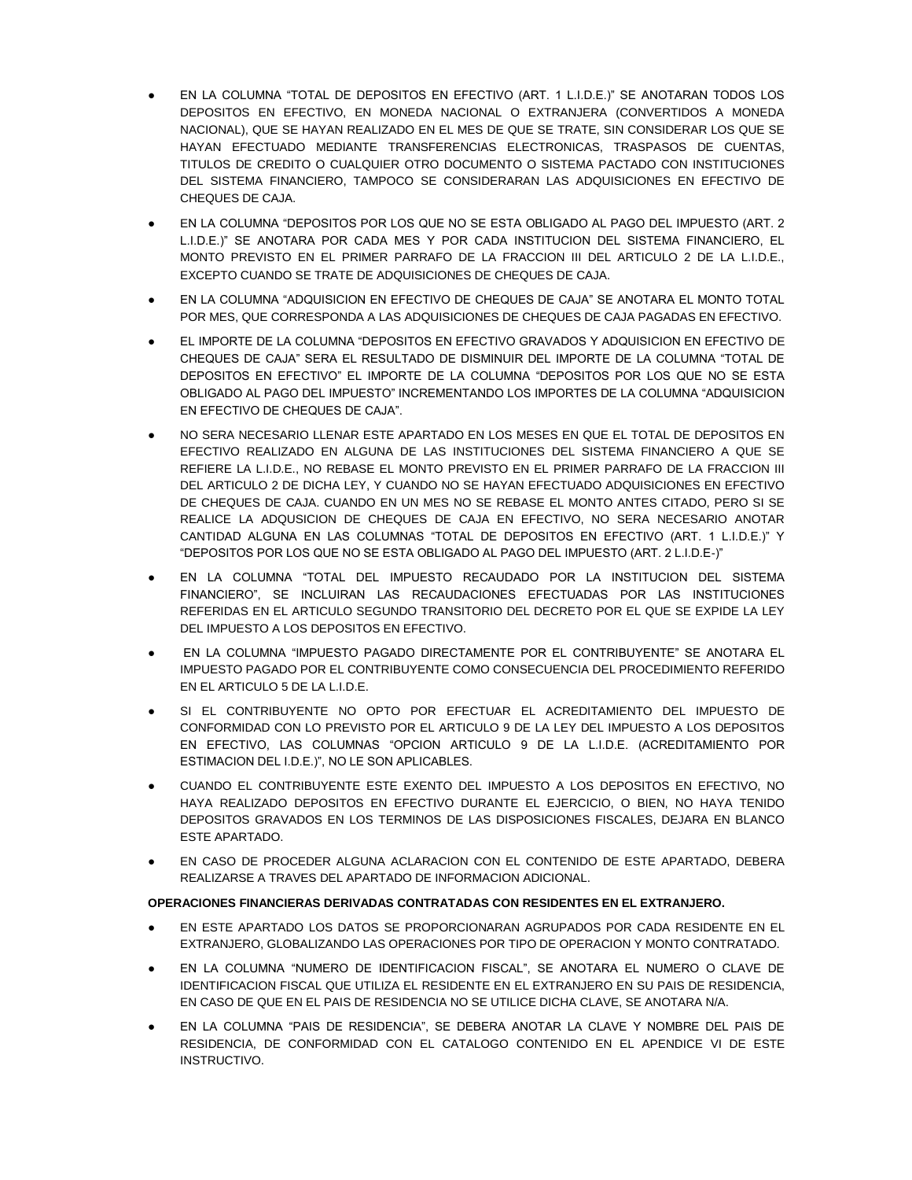- EN LA COLUMNA "TOTAL DE DEPOSITOS EN EFECTIVO (ART. 1 L.I.D.E.)" SE ANOTARAN TODOS LOS DEPOSITOS EN EFECTIVO, EN MONEDA NACIONAL O EXTRANJERA (CONVERTIDOS A MONEDA NACIONAL), QUE SE HAYAN REALIZADO EN EL MES DE QUE SE TRATE, SIN CONSIDERAR LOS QUE SE HAYAN EFECTUADO MEDIANTE TRANSFERENCIAS ELECTRONICAS, TRASPASOS DE CUENTAS, TITULOS DE CREDITO O CUALQUIER OTRO DOCUMENTO O SISTEMA PACTADO CON INSTITUCIONES DEL SISTEMA FINANCIERO, TAMPOCO SE CONSIDERARAN LAS ADQUISICIONES EN EFECTIVO DE CHEQUES DE CAJA.
- EN LA COLUMNA "DEPOSITOS POR LOS QUE NO SE ESTA OBLIGADO AL PAGO DEL IMPUESTO (ART. 2 L.I.D.E.)" SE ANOTARA POR CADA MES Y POR CADA INSTITUCION DEL SISTEMA FINANCIERO, EL MONTO PREVISTO EN EL PRIMER PARRAFO DE LA FRACCION III DEL ARTICULO 2 DE LA L.I.D.E., EXCEPTO CUANDO SE TRATE DE ADQUISICIONES DE CHEQUES DE CAJA.
- EN LA COLUMNA "ADQUISICION EN EFECTIVO DE CHEQUES DE CAJA" SE ANOTARA EL MONTO TOTAL POR MES, QUE CORRESPONDA A LAS ADQUISICIONES DE CHEQUES DE CAJA PAGADAS EN EFECTIVO.
- EL IMPORTE DE LA COLUMNA "DEPOSITOS EN EFECTIVO GRAVADOS Y ADQUISICION EN EFECTIVO DE CHEQUES DE CAJA" SERA EL RESULTADO DE DISMINUIR DEL IMPORTE DE LA COLUMNA "TOTAL DE DEPOSITOS EN EFECTIVO" EL IMPORTE DE LA COLUMNA "DEPOSITOS POR LOS QUE NO SE ESTA OBLIGADO AL PAGO DEL IMPUESTO" INCREMENTANDO LOS IMPORTES DE LA COLUMNA "ADQUISICION EN EFECTIVO DE CHEQUES DE CAJA".
- NO SERA NECESARIO LLENAR ESTE APARTADO EN LOS MESES EN QUE EL TOTAL DE DEPOSITOS EN EFECTIVO REALIZADO EN ALGUNA DE LAS INSTITUCIONES DEL SISTEMA FINANCIERO A QUE SE REFIERE LA L.I.D.E., NO REBASE EL MONTO PREVISTO EN EL PRIMER PARRAFO DE LA FRACCION III DEL ARTICULO 2 DE DICHA LEY, Y CUANDO NO SE HAYAN EFECTUADO ADQUISICIONES EN EFECTIVO DE CHEQUES DE CAJA. CUANDO EN UN MES NO SE REBASE EL MONTO ANTES CITADO, PERO SI SE REALICE LA ADQUSICION DE CHEQUES DE CAJA EN EFECTIVO, NO SERA NECESARIO ANOTAR CANTIDAD ALGUNA EN LAS COLUMNAS "TOTAL DE DEPOSITOS EN EFECTIVO (ART. 1 L.I.D.E.)" Y "DEPOSITOS POR LOS QUE NO SE ESTA OBLIGADO AL PAGO DEL IMPUESTO (ART. 2 L.I.D.E-)"
- EN LA COLUMNA "TOTAL DEL IMPUESTO RECAUDADO POR LA INSTITUCION DEL SISTEMA FINANCIERO", SE INCLUIRAN LAS RECAUDACIONES EFECTUADAS POR LAS INSTITUCIONES REFERIDAS EN EL ARTICULO SEGUNDO TRANSITORIO DEL DECRETO POR EL QUE SE EXPIDE LA LEY DEL IMPUESTO A LOS DEPOSITOS EN EFECTIVO.
- EN LA COLUMNA "IMPUESTO PAGADO DIRECTAMENTE POR EL CONTRIBUYENTE" SE ANOTARA EL IMPUESTO PAGADO POR EL CONTRIBUYENTE COMO CONSECUENCIA DEL PROCEDIMIENTO REFERIDO EN EL ARTICULO 5 DE LA L.I.D.E.
- SI EL CONTRIBUYENTE NO OPTO POR EFECTUAR EL ACREDITAMIENTO DEL IMPUESTO DE CONFORMIDAD CON LO PREVISTO POR EL ARTICULO 9 DE LA LEY DEL IMPUESTO A LOS DEPOSITOS EN EFECTIVO, LAS COLUMNAS "OPCION ARTICULO 9 DE LA L.I.D.E. (ACREDITAMIENTO POR ESTIMACION DEL I.D.E.)", NO LE SON APLICABLES.
- CUANDO EL CONTRIBUYENTE ESTE EXENTO DEL IMPUESTO A LOS DEPOSITOS EN EFECTIVO, NO HAYA REALIZADO DEPOSITOS EN EFECTIVO DURANTE EL EJERCICIO, O BIEN, NO HAYA TENIDO DEPOSITOS GRAVADOS EN LOS TERMINOS DE LAS DISPOSICIONES FISCALES, DEJARA EN BLANCO ESTE APARTADO.
- EN CASO DE PROCEDER ALGUNA ACLARACION CON EL CONTENIDO DE ESTE APARTADO, DEBERA REALIZARSE A TRAVES DEL APARTADO DE INFORMACION ADICIONAL.

**OPERACIONES FINANCIERAS DERIVADAS CONTRATADAS CON RESIDENTES EN EL EXTRANJERO.**

- EN ESTE APARTADO LOS DATOS SE PROPORCIONARAN AGRUPADOS POR CADA RESIDENTE EN EL EXTRANJERO, GLOBALIZANDO LAS OPERACIONES POR TIPO DE OPERACION Y MONTO CONTRATADO.
- EN LA COLUMNA "NUMERO DE IDENTIFICACION FISCAL", SE ANOTARA EL NUMERO O CLAVE DE IDENTIFICACION FISCAL QUE UTILIZA EL RESIDENTE EN EL EXTRANJERO EN SU PAIS DE RESIDENCIA, EN CASO DE QUE EN EL PAIS DE RESIDENCIA NO SE UTILICE DICHA CLAVE, SE ANOTARA N/A.
- EN LA COLUMNA "PAIS DE RESIDENCIA", SE DEBERA ANOTAR LA CLAVE Y NOMBRE DEL PAIS DE RESIDENCIA, DE CONFORMIDAD CON EL CATALOGO CONTENIDO EN EL APENDICE VI DE ESTE INSTRUCTIVO.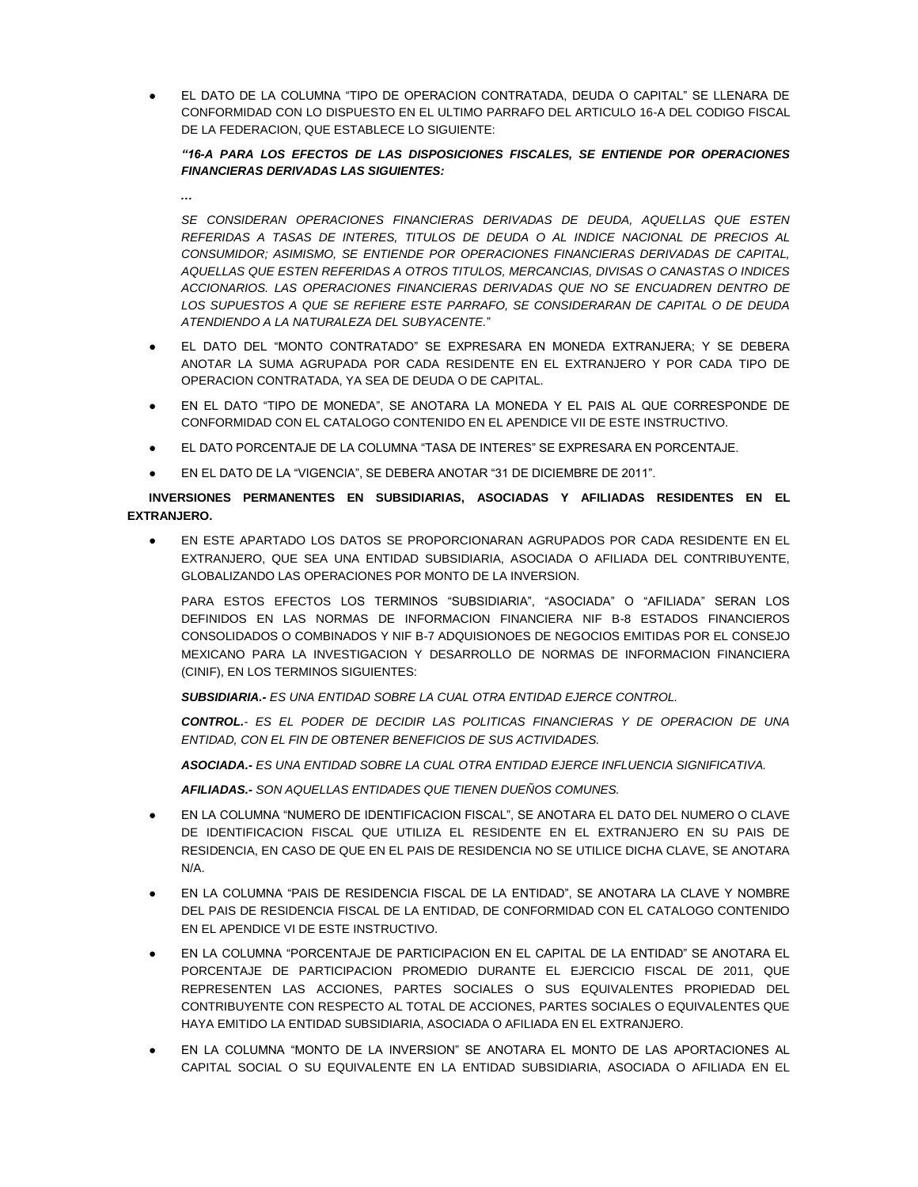- EL DATO DE LA COLUMNA “TIPO DE OPERACION CONTRATADA, DEUDA O CAPITAL” SE LLENARA DE CONFORMIDAD CON LO DISPUESTO EN EL ULTIMO PARRAFO DEL ARTICULO 16-A DEL CODIGO FISCAL DE LA FEDERACION, QUE ESTABLECE LO SIGUIENTE:

  ***“16-A PARA LOS EFECTOS DE LAS DISPOSICIONES FISCALES, SE ENTIENDE POR OPERACIONES FINANCIERAS DERIVADAS LAS SIGUIENTES:***

  ***…***

  *SE CONSIDERAN OPERACIONES FINANCIERAS DERIVADAS DE DEUDA, AQUELLAS QUE ESTEN REFERIDAS A TASAS DE INTERES, TITULOS DE DEUDA O AL INDICE NACIONAL DE PRECIOS AL CONSUMIDOR; ASIMISMO, SE ENTIENDE POR OPERACIONES FINANCIERAS DERIVADAS DE CAPITAL, AQUELLAS QUE ESTEN REFERIDAS A OTROS TITULOS, MERCANCIAS, DIVISAS O CANASTAS O INDICES ACCIONARIOS. LAS OPERACIONES FINANCIERAS DERIVADAS QUE NO SE ENCUADREN DENTRO DE LOS SUPUESTOS A QUE SE REFIERE ESTE PARRAFO, SE CONSIDERARAN DE CAPITAL O DE DEUDA ATENDIENDO A LA NATURALEZA DEL SUBYACENTE.*”

- EL DATO DEL “MONTO CONTRATADO” SE EXPRESARA EN MONEDA EXTRANJERA; Y SE DEBERA ANOTAR LA SUMA AGRUPADA POR CADA RESIDENTE EN EL EXTRANJERO Y POR CADA TIPO DE OPERACION CONTRATADA, YA SEA DE DEUDA O DE CAPITAL.

- EN EL DATO “TIPO DE MONEDA”, SE ANOTARA LA MONEDA Y EL PAIS AL QUE CORRESPONDE DE CONFORMIDAD CON EL CATALOGO CONTENIDO EN EL APENDICE VII DE ESTE INSTRUCTIVO.

- EL DATO PORCENTAJE DE LA COLUMNA “TASA DE INTERES” SE EXPRESARA EN PORCENTAJE.

- EN EL DATO DE LA “VIGENCIA”, SE DEBERA ANOTAR “31 DE DICIEMBRE DE 2011”.

**INVERSIONES PERMANENTES EN SUBSIDIARIAS, ASOCIADAS Y AFILIADAS RESIDENTES EN EL EXTRANJERO.**

- EN ESTE APARTADO LOS DATOS SE PROPORCIONARAN AGRUPADOS POR CADA RESIDENTE EN EL EXTRANJERO, QUE SEA UNA ENTIDAD SUBSIDIARIA, ASOCIADA O AFILIADA DEL CONTRIBUYENTE, GLOBALIZANDO LAS OPERACIONES POR MONTO DE LA INVERSION.

  PARA ESTOS EFECTOS LOS TERMINOS “SUBSIDIARIA”, “ASOCIADA” O “AFILIADA” SERAN LOS DEFINIDOS EN LAS NORMAS DE INFORMACION FINANCIERA NIF B-8 ESTADOS FINANCIEROS CONSOLIDADOS O COMBINADOS Y NIF B-7 ADQUISIONOES DE NEGOCIOS EMITIDAS POR EL CONSEJO MEXICANO PARA LA INVESTIGACION Y DESARROLLO DE NORMAS DE INFORMACION FINANCIERA (CINIF), EN LOS TERMINOS SIGUIENTES:

  ***SUBSIDIARIA.-*** *ES UNA ENTIDAD SOBRE LA CUAL OTRA ENTIDAD EJERCE CONTROL.*

  ***CONTROL.***- *ES EL PODER DE DECIDIR LAS POLITICAS FINANCIERAS Y DE OPERACION DE UNA ENTIDAD, CON EL FIN DE OBTENER BENEFICIOS DE SUS ACTIVIDADES.*

  ***ASOCIADA.-*** *ES UNA ENTIDAD SOBRE LA CUAL OTRA ENTIDAD EJERCE INFLUENCIA SIGNIFICATIVA.*

  ***AFILIADAS.-*** *SON AQUELLAS ENTIDADES QUE TIENEN DUEÑOS COMUNES.*

- EN LA COLUMNA “NUMERO DE IDENTIFICACION FISCAL”, SE ANOTARA EL DATO DEL NUMERO O CLAVE DE IDENTIFICACION FISCAL QUE UTILIZA EL RESIDENTE EN EL EXTRANJERO EN SU PAIS DE RESIDENCIA, EN CASO DE QUE EN EL PAIS DE RESIDENCIA NO SE UTILICE DICHA CLAVE, SE ANOTARA N/A.

- EN LA COLUMNA “PAIS DE RESIDENCIA FISCAL DE LA ENTIDAD”, SE ANOTARA LA CLAVE Y NOMBRE DEL PAIS DE RESIDENCIA FISCAL DE LA ENTIDAD, DE CONFORMIDAD CON EL CATALOGO CONTENIDO EN EL APENDICE VI DE ESTE INSTRUCTIVO.

- EN LA COLUMNA “PORCENTAJE DE PARTICIPACION EN EL CAPITAL DE LA ENTIDAD” SE ANOTARA EL PORCENTAJE DE PARTICIPACION PROMEDIO DURANTE EL EJERCICIO FISCAL DE 2011, QUE REPRESENTEN LAS ACCIONES, PARTES SOCIALES O SUS EQUIVALENTES PROPIEDAD DEL CONTRIBUYENTE CON RESPECTO AL TOTAL DE ACCIONES, PARTES SOCIALES O EQUIVALENTES QUE HAYA EMITIDO LA ENTIDAD SUBSIDIARIA, ASOCIADA O AFILIADA EN EL EXTRANJERO.

- EN LA COLUMNA “MONTO DE LA INVERSION” SE ANOTARA EL MONTO DE LAS APORTACIONES AL CAPITAL SOCIAL O SU EQUIVALENTE EN LA ENTIDAD SUBSIDIARIA, ASOCIADA O AFILIADA EN EL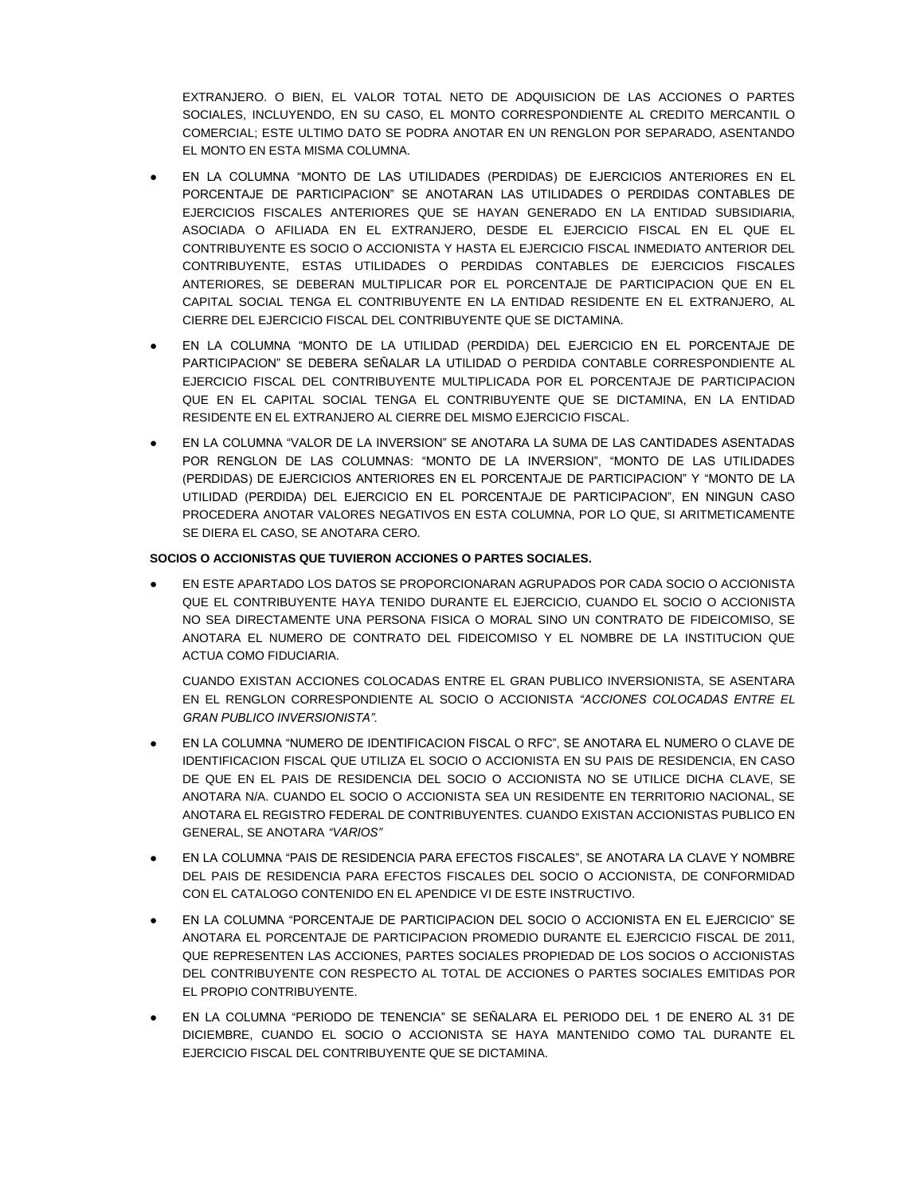EXTRANJERO. O BIEN, EL VALOR TOTAL NETO DE ADQUISICION DE LAS ACCIONES O PARTES SOCIALES, INCLUYENDO, EN SU CASO, EL MONTO CORRESPONDIENTE AL CREDITO MERCANTIL O COMERCIAL; ESTE ULTIMO DATO SE PODRA ANOTAR EN UN RENGLON POR SEPARADO, ASENTANDO EL MONTO EN ESTA MISMA COLUMNA.

- EN LA COLUMNA "MONTO DE LAS UTILIDADES (PERDIDAS) DE EJERCICIOS ANTERIORES EN EL PORCENTAJE DE PARTICIPACION" SE ANOTARAN LAS UTILIDADES O PERDIDAS CONTABLES DE EJERCICIOS FISCALES ANTERIORES QUE SE HAYAN GENERADO EN LA ENTIDAD SUBSIDIARIA, ASOCIADA O AFILIADA EN EL EXTRANJERO, DESDE EL EJERCICIO FISCAL EN EL QUE EL CONTRIBUYENTE ES SOCIO O ACCIONISTA Y HASTA EL EJERCICIO FISCAL INMEDIATO ANTERIOR DEL CONTRIBUYENTE, ESTAS UTILIDADES O PERDIDAS CONTABLES DE EJERCICIOS FISCALES ANTERIORES, SE DEBERAN MULTIPLICAR POR EL PORCENTAJE DE PARTICIPACION QUE EN EL CAPITAL SOCIAL TENGA EL CONTRIBUYENTE EN LA ENTIDAD RESIDENTE EN EL EXTRANJERO, AL CIERRE DEL EJERCICIO FISCAL DEL CONTRIBUYENTE QUE SE DICTAMINA.

- EN LA COLUMNA "MONTO DE LA UTILIDAD (PERDIDA) DEL EJERCICIO EN EL PORCENTAJE DE PARTICIPACION" SE DEBERA SEÑALAR LA UTILIDAD O PERDIDA CONTABLE CORRESPONDIENTE AL EJERCICIO FISCAL DEL CONTRIBUYENTE MULTIPLICADA POR EL PORCENTAJE DE PARTICIPACION QUE EN EL CAPITAL SOCIAL TENGA EL CONTRIBUYENTE QUE SE DICTAMINA, EN LA ENTIDAD RESIDENTE EN EL EXTRANJERO AL CIERRE DEL MISMO EJERCICIO FISCAL.

- EN LA COLUMNA "VALOR DE LA INVERSION" SE ANOTARA LA SUMA DE LAS CANTIDADES ASENTADAS POR RENGLON DE LAS COLUMNAS: "MONTO DE LA INVERSION", "MONTO DE LAS UTILIDADES (PERDIDAS) DE EJERCICIOS ANTERIORES EN EL PORCENTAJE DE PARTICIPACION" Y "MONTO DE LA UTILIDAD (PERDIDA) DEL EJERCICIO EN EL PORCENTAJE DE PARTICIPACION", EN NINGUN CASO PROCEDERA ANOTAR VALORES NEGATIVOS EN ESTA COLUMNA, POR LO QUE, SI ARITMETICAMENTE SE DIERA EL CASO, SE ANOTARA CERO.

**SOCIOS O ACCIONISTAS QUE TUVIERON ACCIONES O PARTES SOCIALES.**

- EN ESTE APARTADO LOS DATOS SE PROPORCIONARAN AGRUPADOS POR CADA SOCIO O ACCIONISTA QUE EL CONTRIBUYENTE HAYA TENIDO DURANTE EL EJERCICIO, CUANDO EL SOCIO O ACCIONISTA NO SEA DIRECTAMENTE UNA PERSONA FISICA O MORAL SINO UN CONTRATO DE FIDEICOMISO, SE ANOTARA EL NUMERO DE CONTRATO DEL FIDEICOMISO Y EL NOMBRE DE LA INSTITUCION QUE ACTUA COMO FIDUCIARIA.

  CUANDO EXISTAN ACCIONES COLOCADAS ENTRE EL GRAN PUBLICO INVERSIONISTA, SE ASENTARA EN EL RENGLON CORRESPONDIENTE AL SOCIO O ACCIONISTA *"ACCIONES COLOCADAS ENTRE EL GRAN PUBLICO INVERSIONISTA".*

- EN LA COLUMNA "NUMERO DE IDENTIFICACION FISCAL O RFC", SE ANOTARA EL NUMERO O CLAVE DE IDENTIFICACION FISCAL QUE UTILIZA EL SOCIO O ACCIONISTA EN SU PAIS DE RESIDENCIA, EN CASO DE QUE EN EL PAIS DE RESIDENCIA DEL SOCIO O ACCIONISTA NO SE UTILICE DICHA CLAVE, SE ANOTARA N/A. CUANDO EL SOCIO O ACCIONISTA SEA UN RESIDENTE EN TERRITORIO NACIONAL, SE ANOTARA EL REGISTRO FEDERAL DE CONTRIBUYENTES. CUANDO EXISTAN ACCIONISTAS PUBLICO EN GENERAL, SE ANOTARA *"VARIOS"*

- EN LA COLUMNA "PAIS DE RESIDENCIA PARA EFECTOS FISCALES", SE ANOTARA LA CLAVE Y NOMBRE DEL PAIS DE RESIDENCIA PARA EFECTOS FISCALES DEL SOCIO O ACCIONISTA, DE CONFORMIDAD CON EL CATALOGO CONTENIDO EN EL APENDICE VI DE ESTE INSTRUCTIVO.

- EN LA COLUMNA "PORCENTAJE DE PARTICIPACION DEL SOCIO O ACCIONISTA EN EL EJERCICIO" SE ANOTARA EL PORCENTAJE DE PARTICIPACION PROMEDIO DURANTE EL EJERCICIO FISCAL DE 2011, QUE REPRESENTEN LAS ACCIONES, PARTES SOCIALES PROPIEDAD DE LOS SOCIOS O ACCIONISTAS DEL CONTRIBUYENTE CON RESPECTO AL TOTAL DE ACCIONES O PARTES SOCIALES EMITIDAS POR EL PROPIO CONTRIBUYENTE.

- EN LA COLUMNA "PERIODO DE TENENCIA" SE SEÑALARA EL PERIODO DEL 1 DE ENERO AL 31 DE DICIEMBRE, CUANDO EL SOCIO O ACCIONISTA SE HAYA MANTENIDO COMO TAL DURANTE EL EJERCICIO FISCAL DEL CONTRIBUYENTE QUE SE DICTAMINA.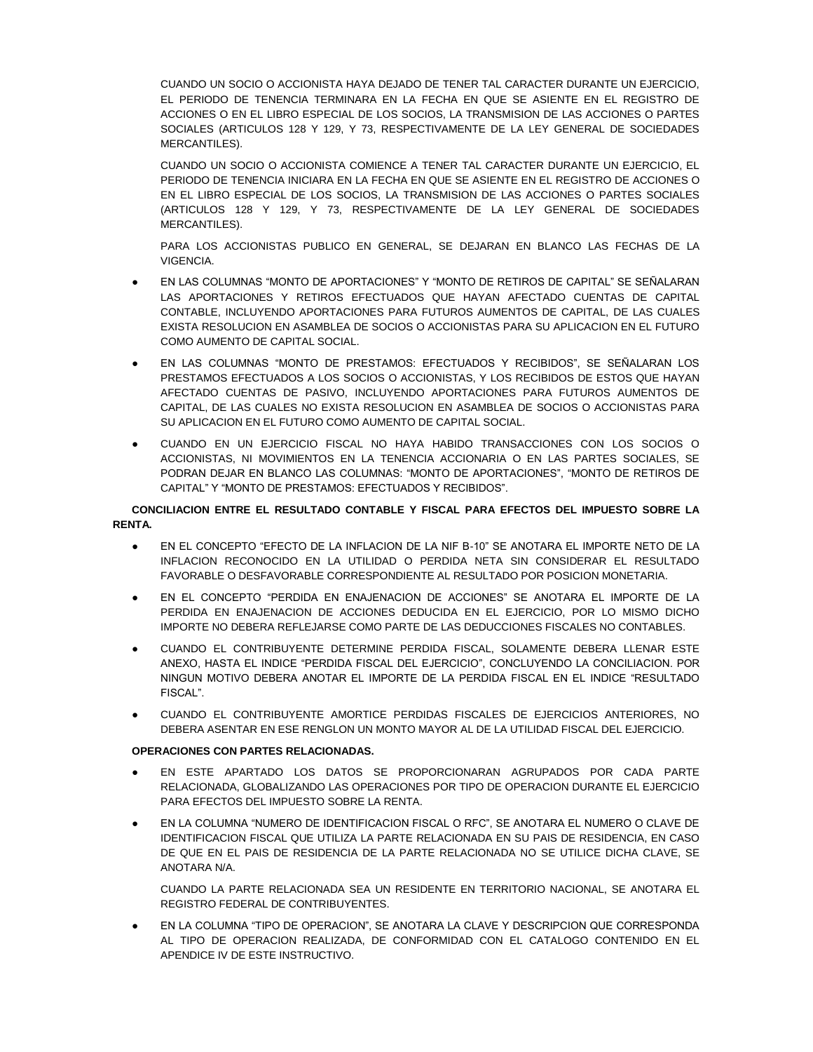CUANDO UN SOCIO O ACCIONISTA HAYA DEJADO DE TENER TAL CARACTER DURANTE UN EJERCICIO, EL PERIODO DE TENENCIA TERMINARA EN LA FECHA EN QUE SE ASIENTE EN EL REGISTRO DE ACCIONES O EN EL LIBRO ESPECIAL DE LOS SOCIOS, LA TRANSMISION DE LAS ACCIONES O PARTES SOCIALES (ARTICULOS 128 Y 129, Y 73, RESPECTIVAMENTE DE LA LEY GENERAL DE SOCIEDADES MERCANTILES).

CUANDO UN SOCIO O ACCIONISTA COMIENCE A TENER TAL CARACTER DURANTE UN EJERCICIO, EL PERIODO DE TENENCIA INICIARA EN LA FECHA EN QUE SE ASIENTE EN EL REGISTRO DE ACCIONES O EN EL LIBRO ESPECIAL DE LOS SOCIOS, LA TRANSMISION DE LAS ACCIONES O PARTES SOCIALES (ARTICULOS 128 Y 129, Y 73, RESPECTIVAMENTE DE LA LEY GENERAL DE SOCIEDADES MERCANTILES).

PARA LOS ACCIONISTAS PUBLICO EN GENERAL, SE DEJARAN EN BLANCO LAS FECHAS DE LA VIGENCIA.

- EN LAS COLUMNAS "MONTO DE APORTACIONES" Y "MONTO DE RETIROS DE CAPITAL" SE SEÑALARAN LAS APORTACIONES Y RETIROS EFECTUADOS QUE HAYAN AFECTADO CUENTAS DE CAPITAL CONTABLE, INCLUYENDO APORTACIONES PARA FUTUROS AUMENTOS DE CAPITAL, DE LAS CUALES EXISTA RESOLUCION EN ASAMBLEA DE SOCIOS O ACCIONISTAS PARA SU APLICACION EN EL FUTURO COMO AUMENTO DE CAPITAL SOCIAL.
- EN LAS COLUMNAS "MONTO DE PRESTAMOS: EFECTUADOS Y RECIBIDOS", SE SEÑALARAN LOS PRESTAMOS EFECTUADOS A LOS SOCIOS O ACCIONISTAS, Y LOS RECIBIDOS DE ESTOS QUE HAYAN AFECTADO CUENTAS DE PASIVO, INCLUYENDO APORTACIONES PARA FUTUROS AUMENTOS DE CAPITAL, DE LAS CUALES NO EXISTA RESOLUCION EN ASAMBLEA DE SOCIOS O ACCIONISTAS PARA SU APLICACION EN EL FUTURO COMO AUMENTO DE CAPITAL SOCIAL.
- CUANDO EN UN EJERCICIO FISCAL NO HAYA HABIDO TRANSACCIONES CON LOS SOCIOS O ACCIONISTAS, NI MOVIMIENTOS EN LA TENENCIA ACCIONARIA O EN LAS PARTES SOCIALES, SE PODRAN DEJAR EN BLANCO LAS COLUMNAS: "MONTO DE APORTACIONES", "MONTO DE RETIROS DE CAPITAL" Y "MONTO DE PRESTAMOS: EFECTUADOS Y RECIBIDOS".

**CONCILIACION ENTRE EL RESULTADO CONTABLE Y FISCAL PARA EFECTOS DEL IMPUESTO SOBRE LA RENTA.**

- EN EL CONCEPTO "EFECTO DE LA INFLACION DE LA NIF B-10" SE ANOTARA EL IMPORTE NETO DE LA INFLACION RECONOCIDO EN LA UTILIDAD O PERDIDA NETA SIN CONSIDERAR EL RESULTADO FAVORABLE O DESFAVORABLE CORRESPONDIENTE AL RESULTADO POR POSICION MONETARIA.
- EN EL CONCEPTO "PERDIDA EN ENAJENACION DE ACCIONES" SE ANOTARA EL IMPORTE DE LA PERDIDA EN ENAJENACION DE ACCIONES DEDUCIDA EN EL EJERCICIO, POR LO MISMO DICHO IMPORTE NO DEBERA REFLEJARSE COMO PARTE DE LAS DEDUCCIONES FISCALES NO CONTABLES.
- CUANDO EL CONTRIBUYENTE DETERMINE PERDIDA FISCAL, SOLAMENTE DEBERA LLENAR ESTE ANEXO, HASTA EL INDICE "PERDIDA FISCAL DEL EJERCICIO", CONCLUYENDO LA CONCILIACION. POR NINGUN MOTIVO DEBERA ANOTAR EL IMPORTE DE LA PERDIDA FISCAL EN EL INDICE "RESULTADO FISCAL".
- CUANDO EL CONTRIBUYENTE AMORTICE PERDIDAS FISCALES DE EJERCICIOS ANTERIORES, NO DEBERA ASENTAR EN ESE RENGLON UN MONTO MAYOR AL DE LA UTILIDAD FISCAL DEL EJERCICIO.

**OPERACIONES CON PARTES RELACIONADAS.**

- EN ESTE APARTADO LOS DATOS SE PROPORCIONARAN AGRUPADOS POR CADA PARTE RELACIONADA, GLOBALIZANDO LAS OPERACIONES POR TIPO DE OPERACION DURANTE EL EJERCICIO PARA EFECTOS DEL IMPUESTO SOBRE LA RENTA.
- EN LA COLUMNA "NUMERO DE IDENTIFICACION FISCAL O RFC", SE ANOTARA EL NUMERO O CLAVE DE IDENTIFICACION FISCAL QUE UTILIZA LA PARTE RELACIONADA EN SU PAIS DE RESIDENCIA, EN CASO DE QUE EN EL PAIS DE RESIDENCIA DE LA PARTE RELACIONADA NO SE UTILICE DICHA CLAVE, SE ANOTARA N/A.

  CUANDO LA PARTE RELACIONADA SEA UN RESIDENTE EN TERRITORIO NACIONAL, SE ANOTARA EL REGISTRO FEDERAL DE CONTRIBUYENTES.
- EN LA COLUMNA "TIPO DE OPERACION", SE ANOTARA LA CLAVE Y DESCRIPCION QUE CORRESPONDA AL TIPO DE OPERACION REALIZADA, DE CONFORMIDAD CON EL CATALOGO CONTENIDO EN EL APENDICE IV DE ESTE INSTRUCTIVO.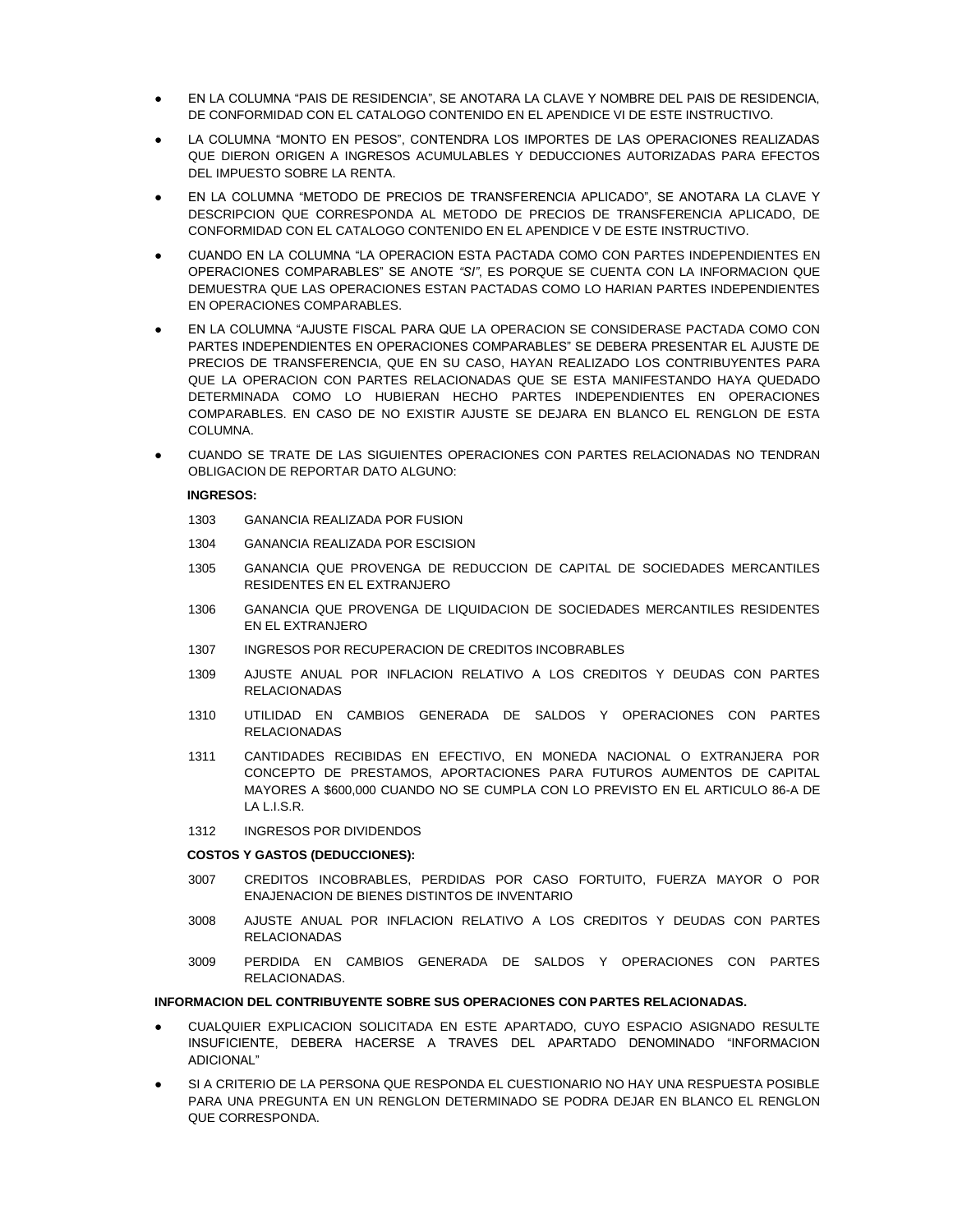- EN LA COLUMNA "PAIS DE RESIDENCIA", SE ANOTARA LA CLAVE Y NOMBRE DEL PAIS DE RESIDENCIA, DE CONFORMIDAD CON EL CATALOGO CONTENIDO EN EL APENDICE VI DE ESTE INSTRUCTIVO.
- LA COLUMNA "MONTO EN PESOS", CONTENDRA LOS IMPORTES DE LAS OPERACIONES REALIZADAS QUE DIERON ORIGEN A INGRESOS ACUMULABLES Y DEDUCCIONES AUTORIZADAS PARA EFECTOS DEL IMPUESTO SOBRE LA RENTA.
- EN LA COLUMNA "METODO DE PRECIOS DE TRANSFERENCIA APLICADO", SE ANOTARA LA CLAVE Y DESCRIPCION QUE CORRESPONDA AL METODO DE PRECIOS DE TRANSFERENCIA APLICADO, DE CONFORMIDAD CON EL CATALOGO CONTENIDO EN EL APENDICE V DE ESTE INSTRUCTIVO.
- CUANDO EN LA COLUMNA "LA OPERACION ESTA PACTADA COMO CON PARTES INDEPENDIENTES EN OPERACIONES COMPARABLES" SE ANOTE *"SI"*, ES PORQUE SE CUENTA CON LA INFORMACION QUE DEMUESTRA QUE LAS OPERACIONES ESTAN PACTADAS COMO LO HARIAN PARTES INDEPENDIENTES EN OPERACIONES COMPARABLES.
- EN LA COLUMNA "AJUSTE FISCAL PARA QUE LA OPERACION SE CONSIDERASE PACTADA COMO CON PARTES INDEPENDIENTES EN OPERACIONES COMPARABLES" SE DEBERA PRESENTAR EL AJUSTE DE PRECIOS DE TRANSFERENCIA, QUE EN SU CASO, HAYAN REALIZADO LOS CONTRIBUYENTES PARA QUE LA OPERACION CON PARTES RELACIONADAS QUE SE ESTA MANIFESTANDO HAYA QUEDADO DETERMINADA COMO LO HUBIERAN HECHO PARTES INDEPENDIENTES EN OPERACIONES COMPARABLES. EN CASO DE NO EXISTIR AJUSTE SE DEJARA EN BLANCO EL RENGLON DE ESTA COLUMNA.
- CUANDO SE TRATE DE LAS SIGUIENTES OPERACIONES CON PARTES RELACIONADAS NO TENDRAN OBLIGACION DE REPORTAR DATO ALGUNO:

  **INGRESOS:**

  1303 GANANCIA REALIZADA POR FUSION

  1304 GANANCIA REALIZADA POR ESCISION

  1305 GANANCIA QUE PROVENGA DE REDUCCION DE CAPITAL DE SOCIEDADES MERCANTILES RESIDENTES EN EL EXTRANJERO

  1306 GANANCIA QUE PROVENGA DE LIQUIDACION DE SOCIEDADES MERCANTILES RESIDENTES EN EL EXTRANJERO

  1307 INGRESOS POR RECUPERACION DE CREDITOS INCOBRABLES

  1309 AJUSTE ANUAL POR INFLACION RELATIVO A LOS CREDITOS Y DEUDAS CON PARTES RELACIONADAS

  1310 UTILIDAD EN CAMBIOS GENERADA DE SALDOS Y OPERACIONES CON PARTES RELACIONADAS

  1311 CANTIDADES RECIBIDAS EN EFECTIVO, EN MONEDA NACIONAL O EXTRANJERA POR CONCEPTO DE PRESTAMOS, APORTACIONES PARA FUTUROS AUMENTOS DE CAPITAL MAYORES A $600,000 CUANDO NO SE CUMPLA CON LO PREVISTO EN EL ARTICULO 86-A DE LA L.I.S.R.

  1312 INGRESOS POR DIVIDENDOS

  **COSTOS Y GASTOS (DEDUCCIONES):**

  3007 CREDITOS INCOBRABLES, PERDIDAS POR CASO FORTUITO, FUERZA MAYOR O POR ENAJENACION DE BIENES DISTINTOS DE INVENTARIO

  3008 AJUSTE ANUAL POR INFLACION RELATIVO A LOS CREDITOS Y DEUDAS CON PARTES RELACIONADAS

  3009 PERDIDA EN CAMBIOS GENERADA DE SALDOS Y OPERACIONES CON PARTES RELACIONADAS.

**INFORMACION DEL CONTRIBUYENTE SOBRE SUS OPERACIONES CON PARTES RELACIONADAS.**

- CUALQUIER EXPLICACION SOLICITADA EN ESTE APARTADO, CUYO ESPACIO ASIGNADO RESULTE INSUFICIENTE, DEBERA HACERSE A TRAVES DEL APARTADO DENOMINADO "INFORMACION ADICIONAL"
- SI A CRITERIO DE LA PERSONA QUE RESPONDA EL CUESTIONARIO NO HAY UNA RESPUESTA POSIBLE PARA UNA PREGUNTA EN UN RENGLON DETERMINADO SE PODRA DEJAR EN BLANCO EL RENGLON QUE CORRESPONDA.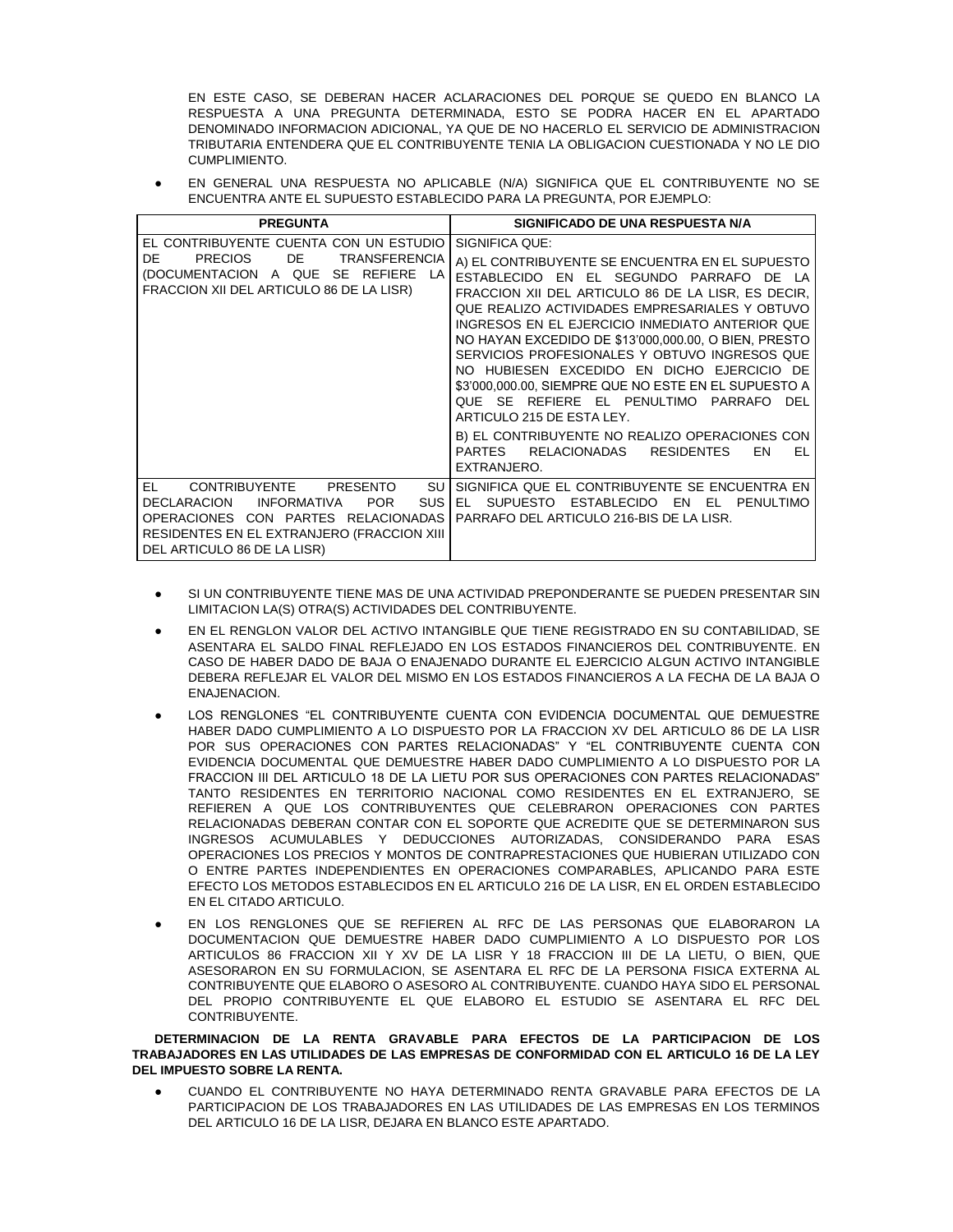EN ESTE CASO, SE DEBERAN HACER ACLARACIONES DEL PORQUE SE QUEDO EN BLANCO LA RESPUESTA A UNA PREGUNTA DETERMINADA, ESTO SE PODRA HACER EN EL APARTADO DENOMINADO INFORMACION ADICIONAL, YA QUE DE NO HACERLO EL SERVICIO DE ADMINISTRACION TRIBUTARIA ENTENDERA QUE EL CONTRIBUYENTE TENIA LA OBLIGACION CUESTIONADA Y NO LE DIO CUMPLIMIENTO.

- EN GENERAL UNA RESPUESTA NO APLICABLE (N/A) SIGNIFICA QUE EL CONTRIBUYENTE NO SE ENCUENTRA ANTE EL SUPUESTO ESTABLECIDO PARA LA PREGUNTA, POR EJEMPLO:

| PREGUNTA | SIGNIFICADO DE UNA RESPUESTA N/A |
|---|---|
| EL CONTRIBUYENTE CUENTA CON UN ESTUDIO DE PRECIOS DE TRANSFERENCIA (DOCUMENTACION A QUE SE REFIERE LA FRACCION XII DEL ARTICULO 86 DE LA LISR) | SIGNIFICA QUE:<br>A) EL CONTRIBUYENTE SE ENCUENTRA EN EL SUPUESTO ESTABLECIDO EN EL SEGUNDO PARRAFO DE LA FRACCION XII DEL ARTICULO 86 DE LA LISR, ES DECIR, QUE REALIZO ACTIVIDADES EMPRESARIALES Y OBTUVO INGRESOS EN EL EJERCICIO INMEDIATO ANTERIOR QUE NO HAYAN EXCEDIDO DE $13'000,000.00, O BIEN, PRESTO SERVICIOS PROFESIONALES Y OBTUVO INGRESOS QUE NO HUBIESEN EXCEDIDO EN DICHO EJERCICIO DE $3'000,000.00, SIEMPRE QUE NO ESTE EN EL SUPUESTO A QUE SE REFIERE EL PENULTIMO PARRAFO DEL ARTICULO 215 DE ESTA LEY.<br>B) EL CONTRIBUYENTE NO REALIZO OPERACIONES CON PARTES RELACIONADAS RESIDENTES EN EL EXTRANJERO. |
| EL CONTRIBUYENTE PRESENTO SU DECLARACION INFORMATIVA POR SUS OPERACIONES CON PARTES RELACIONADAS RESIDENTES EN EL EXTRANJERO (FRACCION XIII DEL ARTICULO 86 DE LA LISR) | SIGNIFICA QUE EL CONTRIBUYENTE SE ENCUENTRA EN EL SUPUESTO ESTABLECIDO EN EL PENULTIMO PARRAFO DEL ARTICULO 216-BIS DE LA LISR. |

- SI UN CONTRIBUYENTE TIENE MAS DE UNA ACTIVIDAD PREPONDERANTE SE PUEDEN PRESENTAR SIN LIMITACION LA(S) OTRA(S) ACTIVIDADES DEL CONTRIBUYENTE.
- EN EL RENGLON VALOR DEL ACTIVO INTANGIBLE QUE TIENE REGISTRADO EN SU CONTABILIDAD, SE ASENTARA EL SALDO FINAL REFLEJADO EN LOS ESTADOS FINANCIEROS DEL CONTRIBUYENTE. EN CASO DE HABER DADO DE BAJA O ENAJENADO DURANTE EL EJERCICIO ALGUN ACTIVO INTANGIBLE DEBERA REFLEJAR EL VALOR DEL MISMO EN LOS ESTADOS FINANCIEROS A LA FECHA DE LA BAJA O ENAJENACION.
- LOS RENGLONES "EL CONTRIBUYENTE CUENTA CON EVIDENCIA DOCUMENTAL QUE DEMUESTRE HABER DADO CUMPLIMIENTO A LO DISPUESTO POR LA FRACCION XV DEL ARTICULO 86 DE LA LISR POR SUS OPERACIONES CON PARTES RELACIONADAS" Y "EL CONTRIBUYENTE CUENTA CON EVIDENCIA DOCUMENTAL QUE DEMUESTRE HABER DADO CUMPLIMIENTO A LO DISPUESTO POR LA FRACCION III DEL ARTICULO 18 DE LA LIETU POR SUS OPERACIONES CON PARTES RELACIONADAS" TANTO RESIDENTES EN TERRITORIO NACIONAL COMO RESIDENTES EN EL EXTRANJERO, SE REFIEREN A QUE LOS CONTRIBUYENTES QUE CELEBRARON OPERACIONES CON PARTES RELACIONADAS DEBERAN CONTAR CON EL SOPORTE QUE ACREDITE QUE SE DETERMINARON SUS INGRESOS ACUMULABLES Y DEDUCCIONES AUTORIZADAS, CONSIDERANDO PARA ESAS OPERACIONES LOS PRECIOS Y MONTOS DE CONTRAPRESTACIONES QUE HUBIERAN UTILIZADO CON O ENTRE PARTES INDEPENDIENTES EN OPERACIONES COMPARABLES, APLICANDO PARA ESTE EFECTO LOS METODOS ESTABLECIDOS EN EL ARTICULO 216 DE LA LISR, EN EL ORDEN ESTABLECIDO EN EL CITADO ARTICULO.
- EN LOS RENGLONES QUE SE REFIEREN AL RFC DE LAS PERSONAS QUE ELABORARON LA DOCUMENTACION QUE DEMUESTRE HABER DADO CUMPLIMIENTO A LO DISPUESTO POR LOS ARTICULOS 86 FRACCION XII Y XV DE LA LISR Y 18 FRACCION III DE LA LIETU, O BIEN, QUE ASESORARON EN SU FORMULACION, SE ASENTARA EL RFC DE LA PERSONA FISICA EXTERNA AL CONTRIBUYENTE QUE ELABORO O ASESORO AL CONTRIBUYENTE. CUANDO HAYA SIDO EL PERSONAL DEL PROPIO CONTRIBUYENTE EL QUE ELABORO EL ESTUDIO SE ASENTARA EL RFC DEL CONTRIBUYENTE.

**DETERMINACION DE LA RENTA GRAVABLE PARA EFECTOS DE LA PARTICIPACION DE LOS TRABAJADORES EN LAS UTILIDADES DE LAS EMPRESAS DE CONFORMIDAD CON EL ARTICULO 16 DE LA LEY DEL IMPUESTO SOBRE LA RENTA.**

- CUANDO EL CONTRIBUYENTE NO HAYA DETERMINADO RENTA GRAVABLE PARA EFECTOS DE LA PARTICIPACION DE LOS TRABAJADORES EN LAS UTILIDADES DE LAS EMPRESAS EN LOS TERMINOS DEL ARTICULO 16 DE LA LISR, DEJARA EN BLANCO ESTE APARTADO.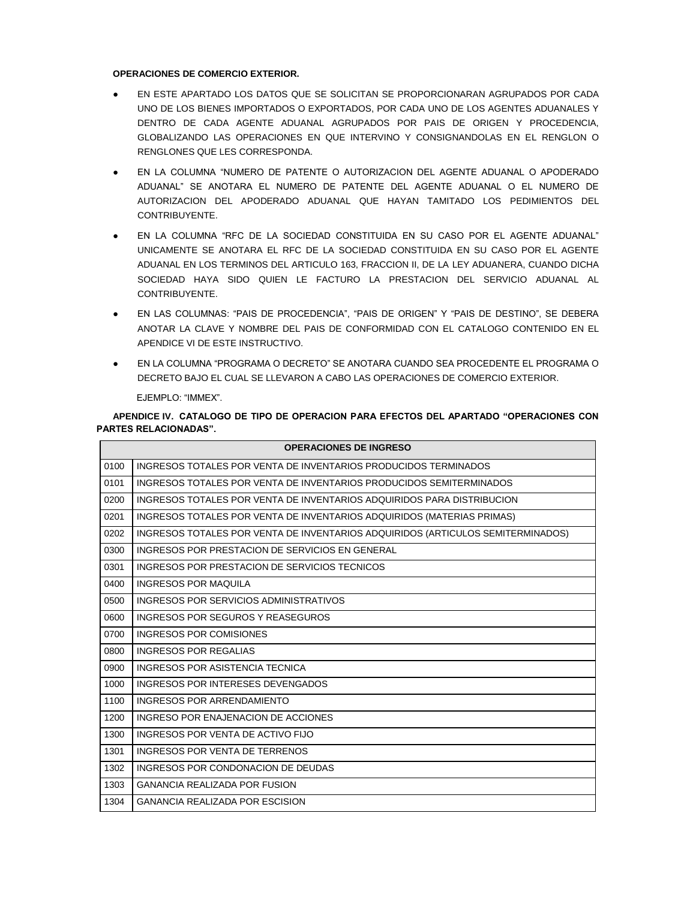**OPERACIONES DE COMERCIO EXTERIOR.**

- EN ESTE APARTADO LOS DATOS QUE SE SOLICITAN SE PROPORCIONARAN AGRUPADOS POR CADA UNO DE LOS BIENES IMPORTADOS O EXPORTADOS, POR CADA UNO DE LOS AGENTES ADUANALES Y DENTRO DE CADA AGENTE ADUANAL AGRUPADOS POR PAIS DE ORIGEN Y PROCEDENCIA, GLOBALIZANDO LAS OPERACIONES EN QUE INTERVINO Y CONSIGNANDOLAS EN EL RENGLON O RENGLONES QUE LES CORRESPONDA.
- EN LA COLUMNA "NUMERO DE PATENTE O AUTORIZACION DEL AGENTE ADUANAL O APODERADO ADUANAL" SE ANOTARA EL NUMERO DE PATENTE DEL AGENTE ADUANAL O EL NUMERO DE AUTORIZACION DEL APODERADO ADUANAL QUE HAYAN TAMITADO LOS PEDIMIENTOS DEL CONTRIBUYENTE.
- EN LA COLUMNA "RFC DE LA SOCIEDAD CONSTITUIDA EN SU CASO POR EL AGENTE ADUANAL" UNICAMENTE SE ANOTARA EL RFC DE LA SOCIEDAD CONSTITUIDA EN SU CASO POR EL AGENTE ADUANAL EN LOS TERMINOS DEL ARTICULO 163, FRACCION II, DE LA LEY ADUANERA, CUANDO DICHA SOCIEDAD HAYA SIDO QUIEN LE FACTURO LA PRESTACION DEL SERVICIO ADUANAL AL CONTRIBUYENTE.
- EN LAS COLUMNAS: "PAIS DE PROCEDENCIA", "PAIS DE ORIGEN" Y "PAIS DE DESTINO", SE DEBERA ANOTAR LA CLAVE Y NOMBRE DEL PAIS DE CONFORMIDAD CON EL CATALOGO CONTENIDO EN EL APENDICE VI DE ESTE INSTRUCTIVO.
- EN LA COLUMNA "PROGRAMA O DECRETO" SE ANOTARA CUANDO SEA PROCEDENTE EL PROGRAMA O DECRETO BAJO EL CUAL SE LLEVARON A CABO LAS OPERACIONES DE COMERCIO EXTERIOR.

  EJEMPLO: "IMMEX".

**APENDICE IV. CATALOGO DE TIPO DE OPERACION PARA EFECTOS DEL APARTADO "OPERACIONES CON PARTES RELACIONADAS".**

| OPERACIONES DE INGRESO | |
|---|---|
| 0100 | INGRESOS TOTALES POR VENTA DE INVENTARIOS PRODUCIDOS TERMINADOS |
| 0101 | INGRESOS TOTALES POR VENTA DE INVENTARIOS PRODUCIDOS SEMITERMINADOS |
| 0200 | INGRESOS TOTALES POR VENTA DE INVENTARIOS ADQUIRIDOS PARA DISTRIBUCION |
| 0201 | INGRESOS TOTALES POR VENTA DE INVENTARIOS ADQUIRIDOS (MATERIAS PRIMAS) |
| 0202 | INGRESOS TOTALES POR VENTA DE INVENTARIOS ADQUIRIDOS (ARTICULOS SEMITERMINADOS) |
| 0300 | INGRESOS POR PRESTACION DE SERVICIOS EN GENERAL |
| 0301 | INGRESOS POR PRESTACION DE SERVICIOS TECNICOS |
| 0400 | INGRESOS POR MAQUILA |
| 0500 | INGRESOS POR SERVICIOS ADMINISTRATIVOS |
| 0600 | INGRESOS POR SEGUROS Y REASEGUROS |
| 0700 | INGRESOS POR COMISIONES |
| 0800 | INGRESOS POR REGALIAS |
| 0900 | INGRESOS POR ASISTENCIA TECNICA |
| 1000 | INGRESOS POR INTERESES DEVENGADOS |
| 1100 | INGRESOS POR ARRENDAMIENTO |
| 1200 | INGRESO POR ENAJENACION DE ACCIONES |
| 1300 | INGRESOS POR VENTA DE ACTIVO FIJO |
| 1301 | INGRESOS POR VENTA DE TERRENOS |
| 1302 | INGRESOS POR CONDONACION DE DEUDAS |
| 1303 | GANANCIA REALIZADA POR FUSION |
| 1304 | GANANCIA REALIZADA POR ESCISION |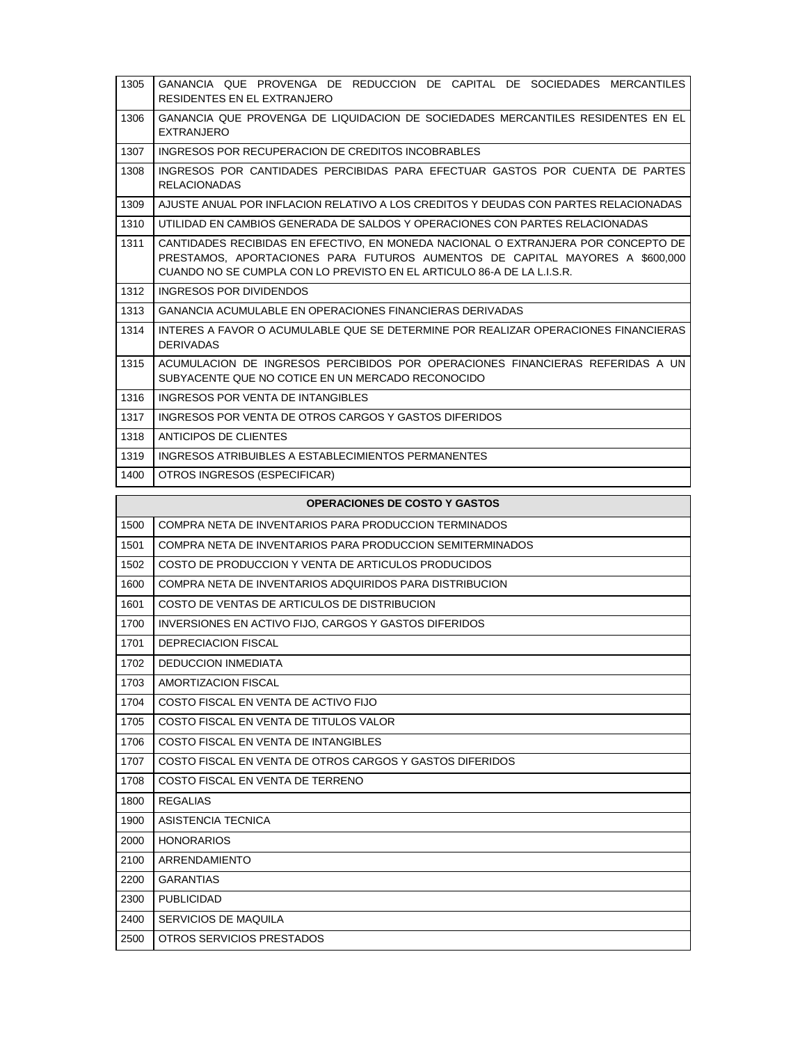| | |
|---|---|
| 1305 | GANANCIA QUE PROVENGA DE REDUCCION DE CAPITAL DE SOCIEDADES MERCANTILES RESIDENTES EN EL EXTRANJERO |
| 1306 | GANANCIA QUE PROVENGA DE LIQUIDACION DE SOCIEDADES MERCANTILES RESIDENTES EN EL EXTRANJERO |
| 1307 | INGRESOS POR RECUPERACION DE CREDITOS INCOBRABLES |
| 1308 | INGRESOS POR CANTIDADES PERCIBIDAS PARA EFECTUAR GASTOS POR CUENTA DE PARTES RELACIONADAS |
| 1309 | AJUSTE ANUAL POR INFLACION RELATIVO A LOS CREDITOS Y DEUDAS CON PARTES RELACIONADAS |
| 1310 | UTILIDAD EN CAMBIOS GENERADA DE SALDOS Y OPERACIONES CON PARTES RELACIONADAS |
| 1311 | CANTIDADES RECIBIDAS EN EFECTIVO, EN MONEDA NACIONAL O EXTRANJERA POR CONCEPTO DE PRESTAMOS, APORTACIONES PARA FUTUROS AUMENTOS DE CAPITAL MAYORES A $600,000 CUANDO NO SE CUMPLA CON LO PREVISTO EN EL ARTICULO 86-A DE LA L.I.S.R. |
| 1312 | INGRESOS POR DIVIDENDOS |
| 1313 | GANANCIA ACUMULABLE EN OPERACIONES FINANCIERAS DERIVADAS |
| 1314 | INTERES A FAVOR O ACUMULABLE QUE SE DETERMINE POR REALIZAR OPERACIONES FINANCIERAS DERIVADAS |
| 1315 | ACUMULACION DE INGRESOS PERCIBIDOS POR OPERACIONES FINANCIERAS REFERIDAS A UN SUBYACENTE QUE NO COTICE EN UN MERCADO RECONOCIDO |
| 1316 | INGRESOS POR VENTA DE INTANGIBLES |
| 1317 | INGRESOS POR VENTA DE OTROS CARGOS Y GASTOS DIFERIDOS |
| 1318 | ANTICIPOS DE CLIENTES |
| 1319 | INGRESOS ATRIBUIBLES A ESTABLECIMIENTOS PERMANENTES |
| 1400 | OTROS INGRESOS (ESPECIFICAR) |

| **OPERACIONES DE COSTO Y GASTOS** | |
|---|---|
| 1500 | COMPRA NETA DE INVENTARIOS PARA PRODUCCION TERMINADOS |
| 1501 | COMPRA NETA DE INVENTARIOS PARA PRODUCCION SEMITERMINADOS |
| 1502 | COSTO DE PRODUCCION Y VENTA DE ARTICULOS PRODUCIDOS |
| 1600 | COMPRA NETA DE INVENTARIOS ADQUIRIDOS PARA DISTRIBUCION |
| 1601 | COSTO DE VENTAS DE ARTICULOS DE DISTRIBUCION |
| 1700 | INVERSIONES EN ACTIVO FIJO, CARGOS Y GASTOS DIFERIDOS |
| 1701 | DEPRECIACION FISCAL |
| 1702 | DEDUCCION INMEDIATA |
| 1703 | AMORTIZACION FISCAL |
| 1704 | COSTO FISCAL EN VENTA DE ACTIVO FIJO |
| 1705 | COSTO FISCAL EN VENTA DE TITULOS VALOR |
| 1706 | COSTO FISCAL EN VENTA DE INTANGIBLES |
| 1707 | COSTO FISCAL EN VENTA DE OTROS CARGOS Y GASTOS DIFERIDOS |
| 1708 | COSTO FISCAL EN VENTA DE TERRENO |
| 1800 | REGALIAS |
| 1900 | ASISTENCIA TECNICA |
| 2000 | HONORARIOS |
| 2100 | ARRENDAMIENTO |
| 2200 | GARANTIAS |
| 2300 | PUBLICIDAD |
| 2400 | SERVICIOS DE MAQUILA |
| 2500 | OTROS SERVICIOS PRESTADOS |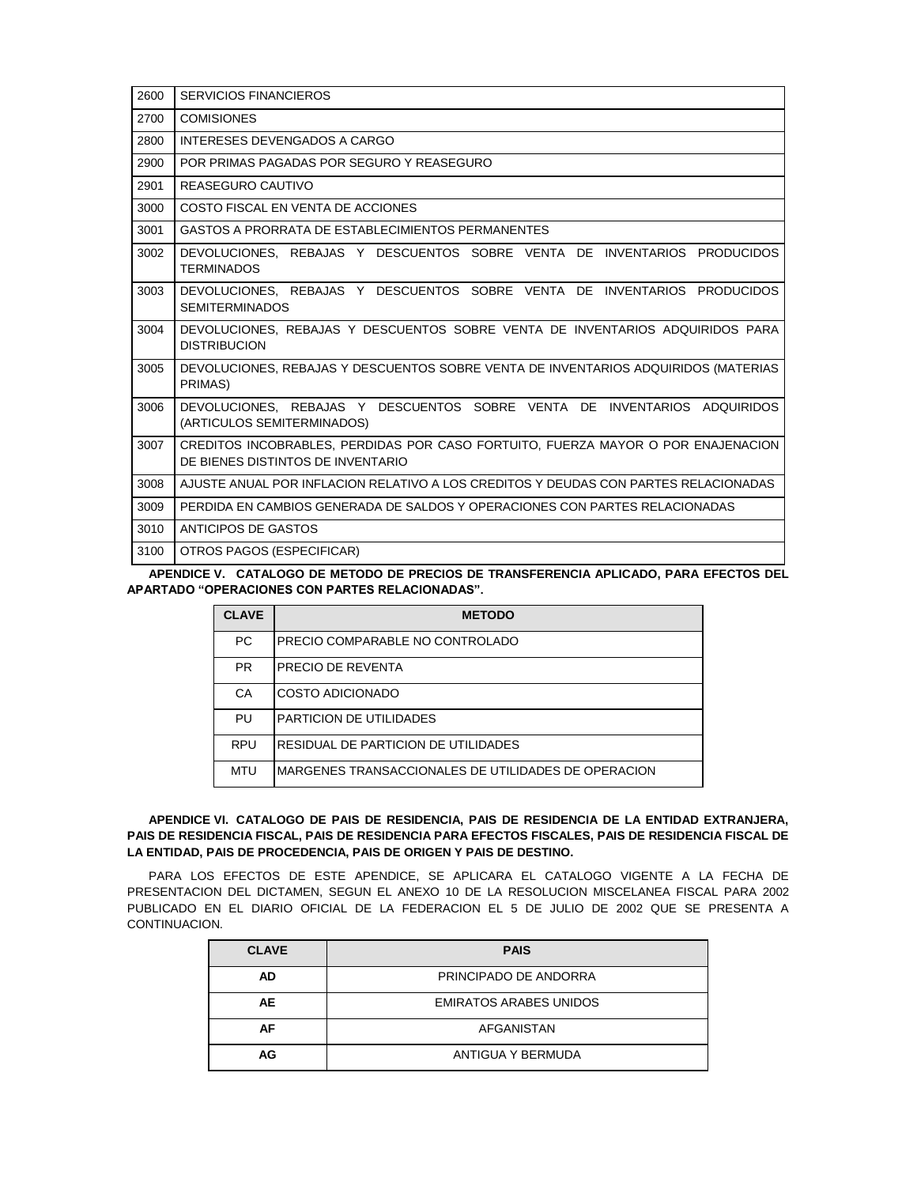| | |
|---|---|
| 2600 | SERVICIOS FINANCIEROS |
| 2700 | COMISIONES |
| 2800 | INTERESES DEVENGADOS A CARGO |
| 2900 | POR PRIMAS PAGADAS POR SEGURO Y REASEGURO |
| 2901 | REASEGURO CAUTIVO |
| 3000 | COSTO FISCAL EN VENTA DE ACCIONES |
| 3001 | GASTOS A PRORRATA DE ESTABLECIMIENTOS PERMANENTES |
| 3002 | DEVOLUCIONES, REBAJAS Y DESCUENTOS SOBRE VENTA DE INVENTARIOS PRODUCIDOS TERMINADOS |
| 3003 | DEVOLUCIONES, REBAJAS Y DESCUENTOS SOBRE VENTA DE INVENTARIOS PRODUCIDOS SEMITERMINADOS |
| 3004 | DEVOLUCIONES, REBAJAS Y DESCUENTOS SOBRE VENTA DE INVENTARIOS ADQUIRIDOS PARA DISTRIBUCION |
| 3005 | DEVOLUCIONES, REBAJAS Y DESCUENTOS SOBRE VENTA DE INVENTARIOS ADQUIRIDOS (MATERIAS PRIMAS) |
| 3006 | DEVOLUCIONES, REBAJAS Y DESCUENTOS SOBRE VENTA DE INVENTARIOS ADQUIRIDOS (ARTICULOS SEMITERMINADOS) |
| 3007 | CREDITOS INCOBRABLES, PERDIDAS POR CASO FORTUITO, FUERZA MAYOR O POR ENAJENACION DE BIENES DISTINTOS DE INVENTARIO |
| 3008 | AJUSTE ANUAL POR INFLACION RELATIVO A LOS CREDITOS Y DEUDAS CON PARTES RELACIONADAS |
| 3009 | PERDIDA EN CAMBIOS GENERADA DE SALDOS Y OPERACIONES CON PARTES RELACIONADAS |
| 3010 | ANTICIPOS DE GASTOS |
| 3100 | OTROS PAGOS (ESPECIFICAR) |

**APENDICE V. CATALOGO DE METODO DE PRECIOS DE TRANSFERENCIA APLICADO, PARA EFECTOS DEL APARTADO "OPERACIONES CON PARTES RELACIONADAS".**

| CLAVE | METODO |
|---|---|
| PC | PRECIO COMPARABLE NO CONTROLADO |
| PR | PRECIO DE REVENTA |
| CA | COSTO ADICIONADO |
| PU | PARTICION DE UTILIDADES |
| RPU | RESIDUAL DE PARTICION DE UTILIDADES |
| MTU | MARGENES TRANSACCIONALES DE UTILIDADES DE OPERACION |

**APENDICE VI. CATALOGO DE PAIS DE RESIDENCIA, PAIS DE RESIDENCIA DE LA ENTIDAD EXTRANJERA, PAIS DE RESIDENCIA FISCAL, PAIS DE RESIDENCIA PARA EFECTOS FISCALES, PAIS DE RESIDENCIA FISCAL DE LA ENTIDAD, PAIS DE PROCEDENCIA, PAIS DE ORIGEN Y PAIS DE DESTINO.**

PARA LOS EFECTOS DE ESTE APENDICE, SE APLICARA EL CATALOGO VIGENTE A LA FECHA DE PRESENTACION DEL DICTAMEN, SEGUN EL ANEXO 10 DE LA RESOLUCION MISCELANEA FISCAL PARA 2002 PUBLICADO EN EL DIARIO OFICIAL DE LA FEDERACION EL 5 DE JULIO DE 2002 QUE SE PRESENTA A CONTINUACION.

| CLAVE | PAIS |
|---|---|
| **AD** | PRINCIPADO DE ANDORRA |
| **AE** | EMIRATOS ARABES UNIDOS |
| **AF** | AFGANISTAN |
| **AG** | ANTIGUA Y BERMUDA |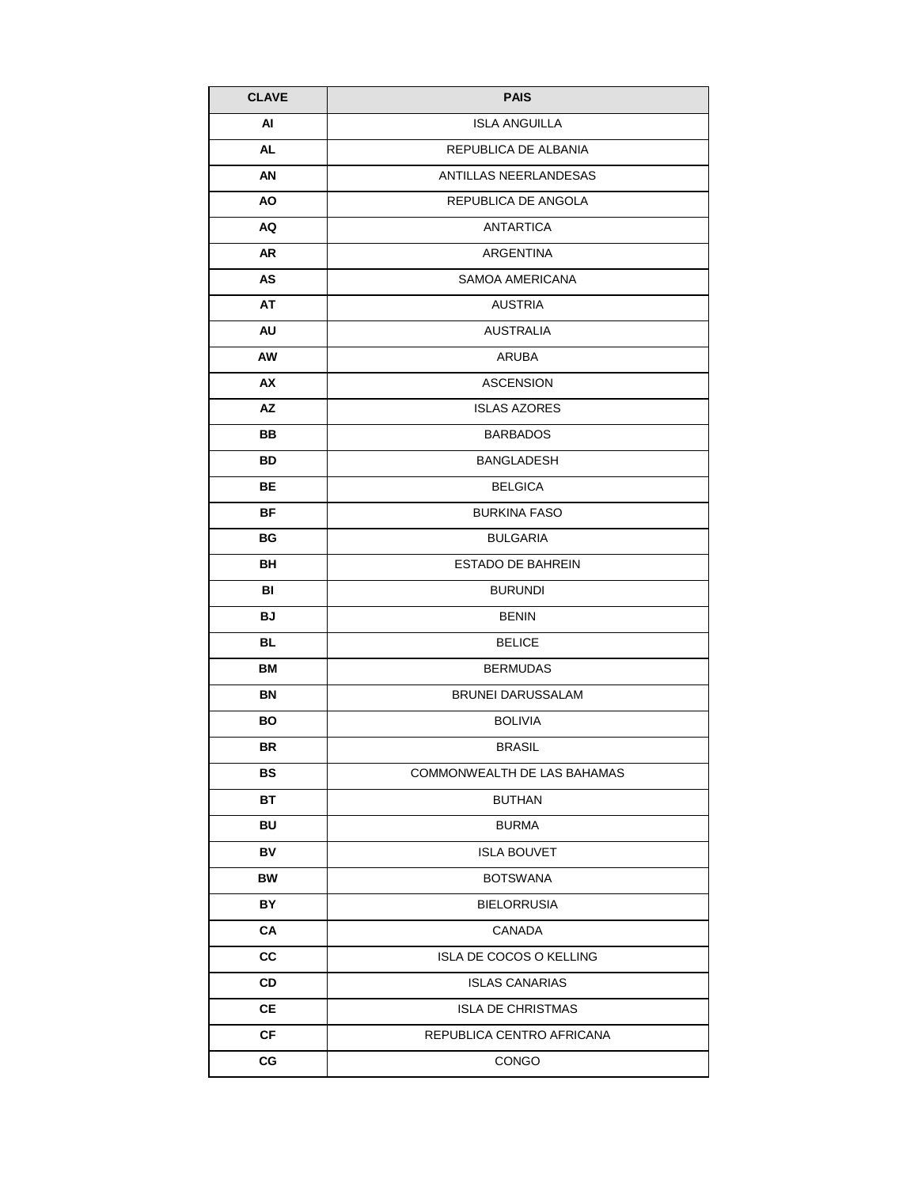| CLAVE | PAIS |
| --- | --- |
| AI | ISLA ANGUILLA |
| AL | REPUBLICA DE ALBANIA |
| AN | ANTILLAS NEERLANDESAS |
| AO | REPUBLICA DE ANGOLA |
| AQ | ANTARTICA |
| AR | ARGENTINA |
| AS | SAMOA AMERICANA |
| AT | AUSTRIA |
| AU | AUSTRALIA |
| AW | ARUBA |
| AX | ASCENSION |
| AZ | ISLAS AZORES |
| BB | BARBADOS |
| BD | BANGLADESH |
| BE | BELGICA |
| BF | BURKINA FASO |
| BG | BULGARIA |
| BH | ESTADO DE BAHREIN |
| BI | BURUNDI |
| BJ | BENIN |
| BL | BELICE |
| BM | BERMUDAS |
| BN | BRUNEI DARUSSALAM |
| BO | BOLIVIA |
| BR | BRASIL |
| BS | COMMONWEALTH DE LAS BAHAMAS |
| BT | BUTHAN |
| BU | BURMA |
| BV | ISLA BOUVET |
| BW | BOTSWANA |
| BY | BIELORRUSIA |
| CA | CANADA |
| CC | ISLA DE COCOS O KELLING |
| CD | ISLAS CANARIAS |
| CE | ISLA DE CHRISTMAS |
| CF | REPUBLICA CENTRO AFRICANA |
| CG | CONGO |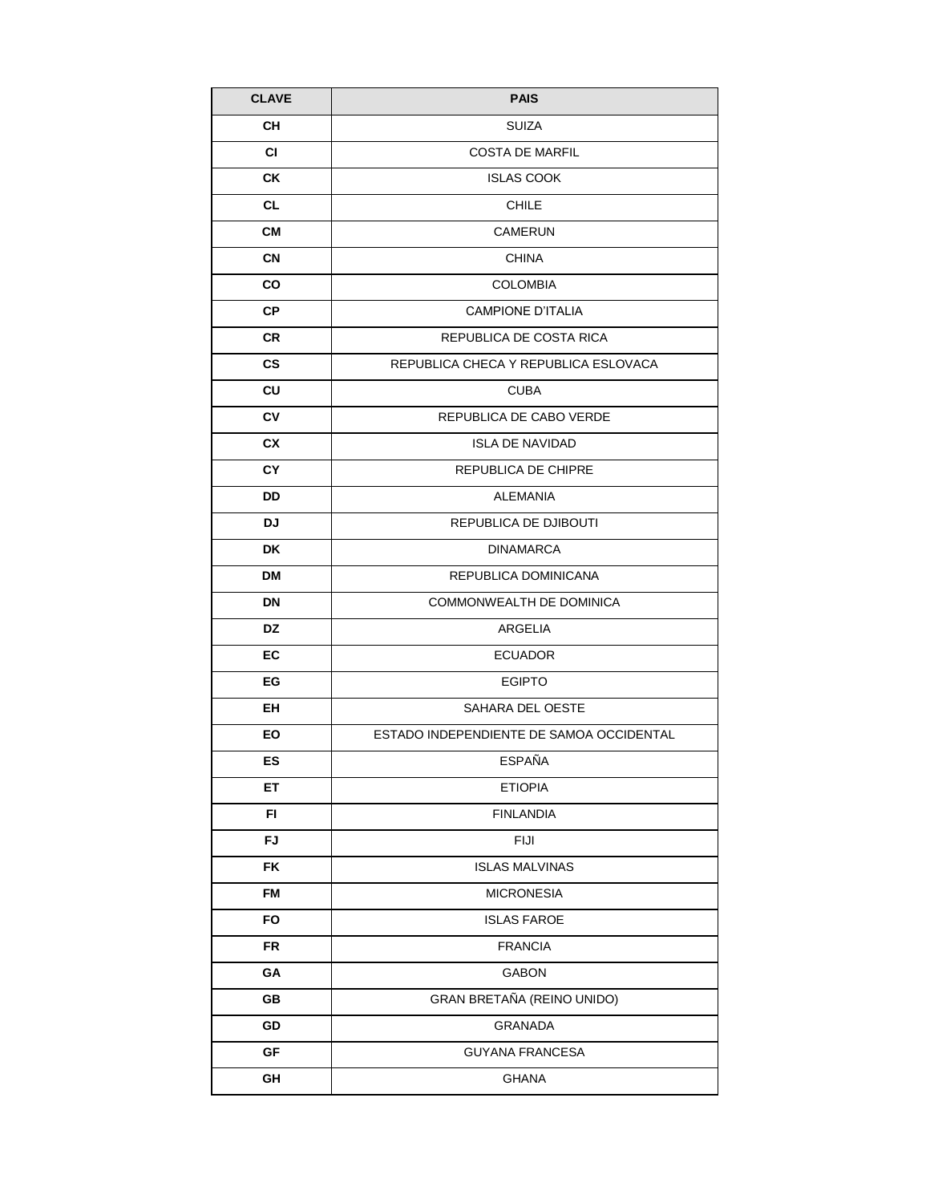| CLAVE | PAIS |
| --- | --- |
| CH | SUIZA |
| CI | COSTA DE MARFIL |
| CK | ISLAS COOK |
| CL | CHILE |
| CM | CAMERUN |
| CN | CHINA |
| CO | COLOMBIA |
| CP | CAMPIONE D'ITALIA |
| CR | REPUBLICA DE COSTA RICA |
| CS | REPUBLICA CHECA Y REPUBLICA ESLOVACA |
| CU | CUBA |
| CV | REPUBLICA DE CABO VERDE |
| CX | ISLA DE NAVIDAD |
| CY | REPUBLICA DE CHIPRE |
| DD | ALEMANIA |
| DJ | REPUBLICA DE DJIBOUTI |
| DK | DINAMARCA |
| DM | REPUBLICA DOMINICANA |
| DN | COMMONWEALTH DE DOMINICA |
| DZ | ARGELIA |
| EC | ECUADOR |
| EG | EGIPTO |
| EH | SAHARA DEL OESTE |
| EO | ESTADO INDEPENDIENTE DE SAMOA OCCIDENTAL |
| ES | ESPAÑA |
| ET | ETIOPIA |
| FI | FINLANDIA |
| FJ | FIJI |
| FK | ISLAS MALVINAS |
| FM | MICRONESIA |
| FO | ISLAS FAROE |
| FR | FRANCIA |
| GA | GABON |
| GB | GRAN BRETAÑA (REINO UNIDO) |
| GD | GRANADA |
| GF | GUYANA FRANCESA |
| GH | GHANA |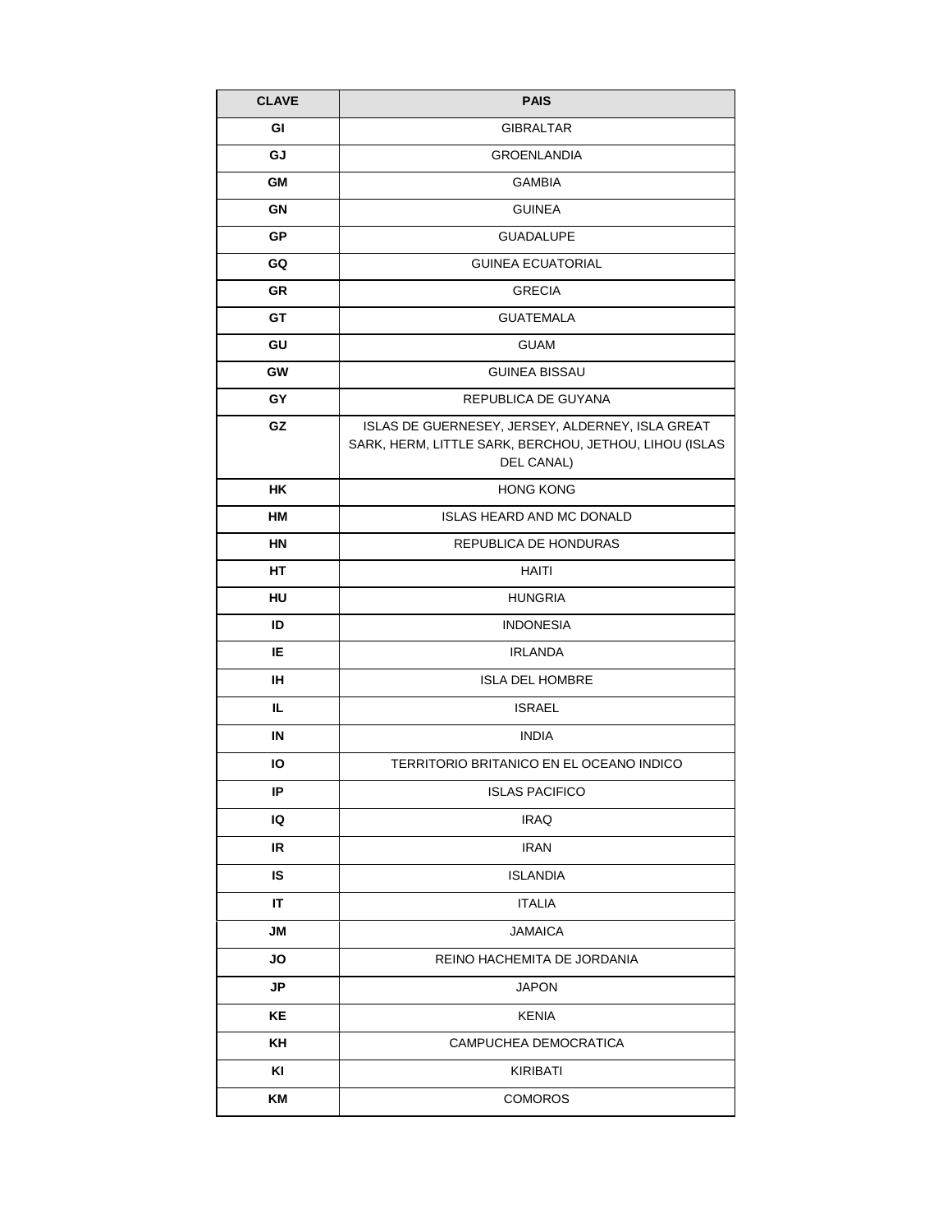| CLAVE | PAIS |
|---|---|
| GI | GIBRALTAR |
| GJ | GROENLANDIA |
| GM | GAMBIA |
| GN | GUINEA |
| GP | GUADALUPE |
| GQ | GUINEA ECUATORIAL |
| GR | GRECIA |
| GT | GUATEMALA |
| GU | GUAM |
| GW | GUINEA BISSAU |
| GY | REPUBLICA DE GUYANA |
| GZ | ISLAS DE GUERNESEY, JERSEY, ALDERNEY, ISLA GREAT SARK, HERM, LITTLE SARK, BERCHOU, JETHOU, LIHOU (ISLAS DEL CANAL) |
| HK | HONG KONG |
| HM | ISLAS HEARD AND MC DONALD |
| HN | REPUBLICA DE HONDURAS |
| HT | HAITI |
| HU | HUNGRIA |
| ID | INDONESIA |
| IE | IRLANDA |
| IH | ISLA DEL HOMBRE |
| IL | ISRAEL |
| IN | INDIA |
| IO | TERRITORIO BRITANICO EN EL OCEANO INDICO |
| IP | ISLAS PACIFICO |
| IQ | IRAQ |
| IR | IRAN |
| IS | ISLANDIA |
| IT | ITALIA |
| JM | JAMAICA |
| JO | REINO HACHEMITA DE JORDANIA |
| JP | JAPON |
| KE | KENIA |
| KH | CAMPUCHEA DEMOCRATICA |
| KI | KIRIBATI |
| KM | COMOROS |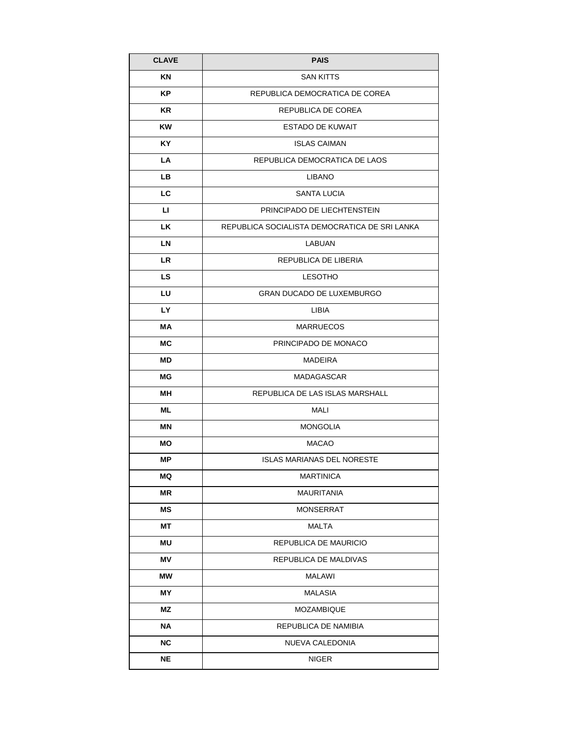| CLAVE | PAIS |
| --- | --- |
| KN | SAN KITTS |
| KP | REPUBLICA DEMOCRATICA DE COREA |
| KR | REPUBLICA DE COREA |
| KW | ESTADO DE KUWAIT |
| KY | ISLAS CAIMAN |
| LA | REPUBLICA DEMOCRATICA DE LAOS |
| LB | LIBANO |
| LC | SANTA LUCIA |
| LI | PRINCIPADO DE LIECHTENSTEIN |
| LK | REPUBLICA SOCIALISTA DEMOCRATICA DE SRI LANKA |
| LN | LABUAN |
| LR | REPUBLICA DE LIBERIA |
| LS | LESOTHO |
| LU | GRAN DUCADO DE LUXEMBURGO |
| LY | LIBIA |
| MA | MARRUECOS |
| MC | PRINCIPADO DE MONACO |
| MD | MADEIRA |
| MG | MADAGASCAR |
| MH | REPUBLICA DE LAS ISLAS MARSHALL |
| ML | MALI |
| MN | MONGOLIA |
| MO | MACAO |
| MP | ISLAS MARIANAS DEL NORESTE |
| MQ | MARTINICA |
| MR | MAURITANIA |
| MS | MONSERRAT |
| MT | MALTA |
| MU | REPUBLICA DE MAURICIO |
| MV | REPUBLICA DE MALDIVAS |
| MW | MALAWI |
| MY | MALASIA |
| MZ | MOZAMBIQUE |
| NA | REPUBLICA DE NAMIBIA |
| NC | NUEVA CALEDONIA |
| NE | NIGER |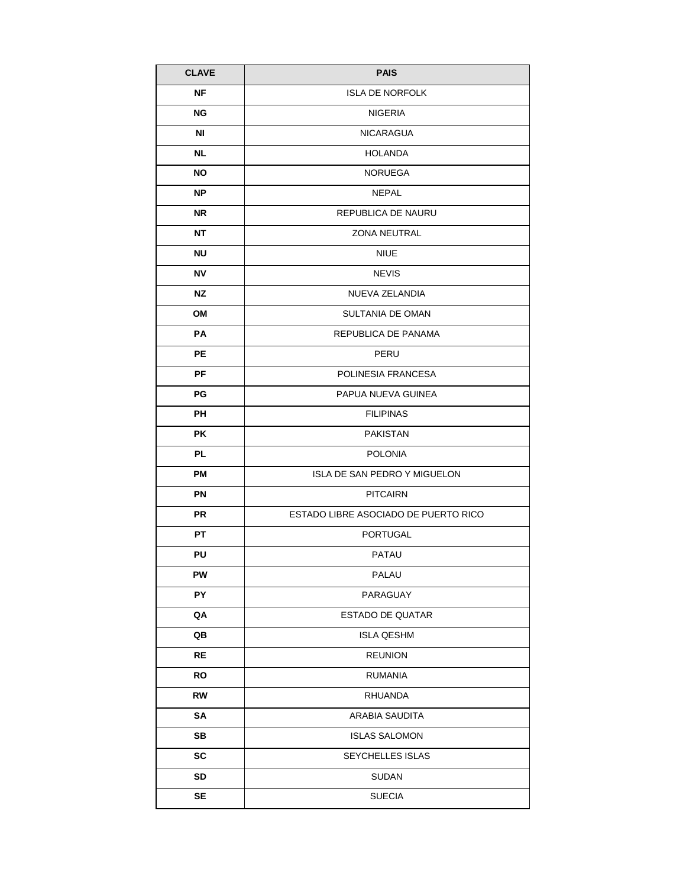| CLAVE | PAIS |
| --- | --- |
| NF | ISLA DE NORFOLK |
| NG | NIGERIA |
| NI | NICARAGUA |
| NL | HOLANDA |
| NO | NORUEGA |
| NP | NEPAL |
| NR | REPUBLICA DE NAURU |
| NT | ZONA NEUTRAL |
| NU | NIUE |
| NV | NEVIS |
| NZ | NUEVA ZELANDIA |
| OM | SULTANIA DE OMAN |
| PA | REPUBLICA DE PANAMA |
| PE | PERU |
| PF | POLINESIA FRANCESA |
| PG | PAPUA NUEVA GUINEA |
| PH | FILIPINAS |
| PK | PAKISTAN |
| PL | POLONIA |
| PM | ISLA DE SAN PEDRO Y MIGUELON |
| PN | PITCAIRN |
| PR | ESTADO LIBRE ASOCIADO DE PUERTO RICO |
| PT | PORTUGAL |
| PU | PATAU |
| PW | PALAU |
| PY | PARAGUAY |
| QA | ESTADO DE QUATAR |
| QB | ISLA QESHM |
| RE | REUNION |
| RO | RUMANIA |
| RW | RHUANDA |
| SA | ARABIA SAUDITA |
| SB | ISLAS SALOMON |
| SC | SEYCHELLES ISLAS |
| SD | SUDAN |
| SE | SUECIA |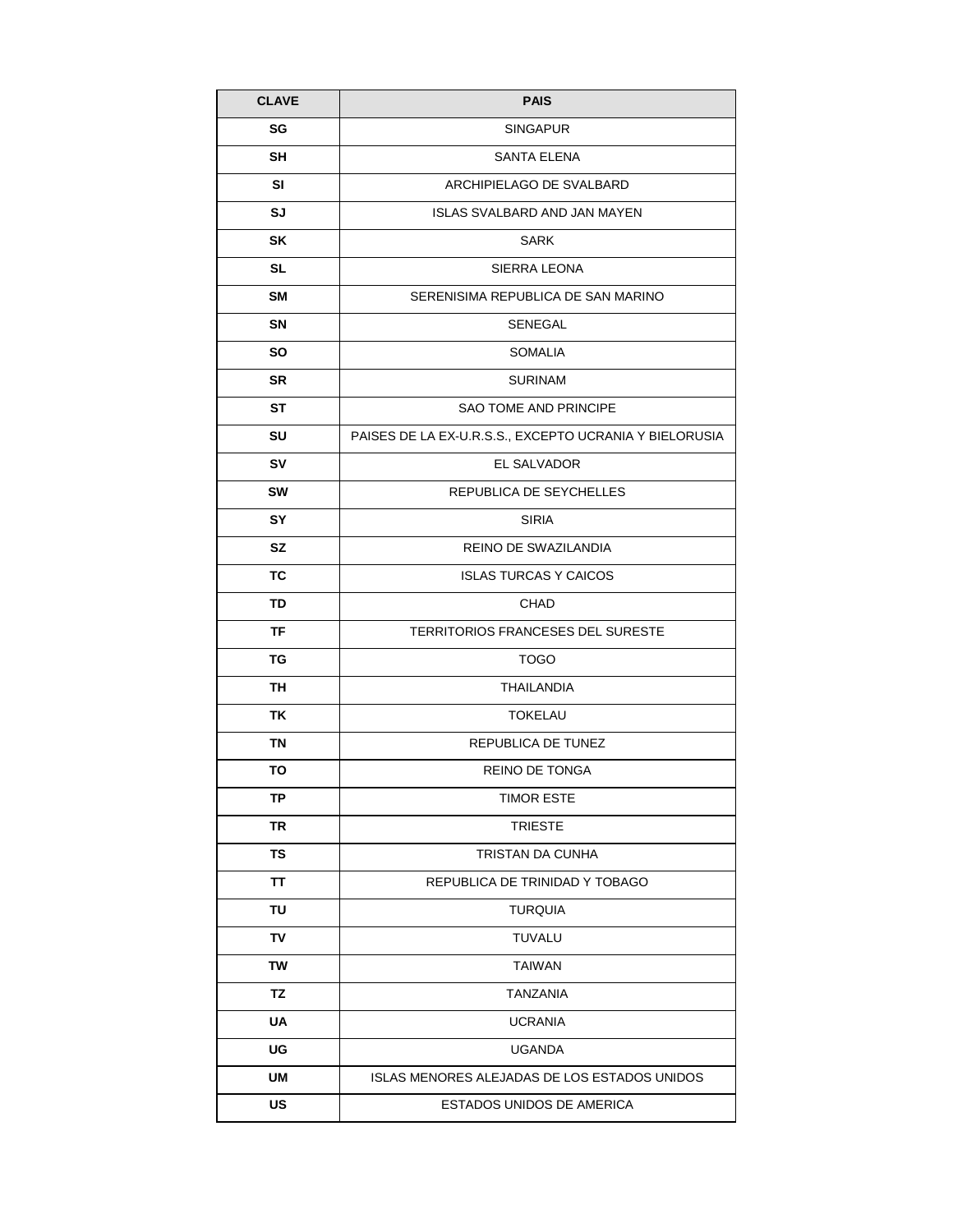| CLAVE | PAIS |
|---|---|
| SG | SINGAPUR |
| SH | SANTA ELENA |
| SI | ARCHIPIELAGO DE SVALBARD |
| SJ | ISLAS SVALBARD AND JAN MAYEN |
| SK | SARK |
| SL | SIERRA LEONA |
| SM | SERENISIMA REPUBLICA DE SAN MARINO |
| SN | SENEGAL |
| SO | SOMALIA |
| SR | SURINAM |
| ST | SAO TOME AND PRINCIPE |
| SU | PAISES DE LA EX-U.R.S.S., EXCEPTO UCRANIA Y BIELORUSIA |
| SV | EL SALVADOR |
| SW | REPUBLICA DE SEYCHELLES |
| SY | SIRIA |
| SZ | REINO DE SWAZILANDIA |
| TC | ISLAS TURCAS Y CAICOS |
| TD | CHAD |
| TF | TERRITORIOS FRANCESES DEL SURESTE |
| TG | TOGO |
| TH | THAILANDIA |
| TK | TOKELAU |
| TN | REPUBLICA DE TUNEZ |
| TO | REINO DE TONGA |
| TP | TIMOR ESTE |
| TR | TRIESTE |
| TS | TRISTAN DA CUNHA |
| TT | REPUBLICA DE TRINIDAD Y TOBAGO |
| TU | TURQUIA |
| TV | TUVALU |
| TW | TAIWAN |
| TZ | TANZANIA |
| UA | UCRANIA |
| UG | UGANDA |
| UM | ISLAS MENORES ALEJADAS DE LOS ESTADOS UNIDOS |
| US | ESTADOS UNIDOS DE AMERICA |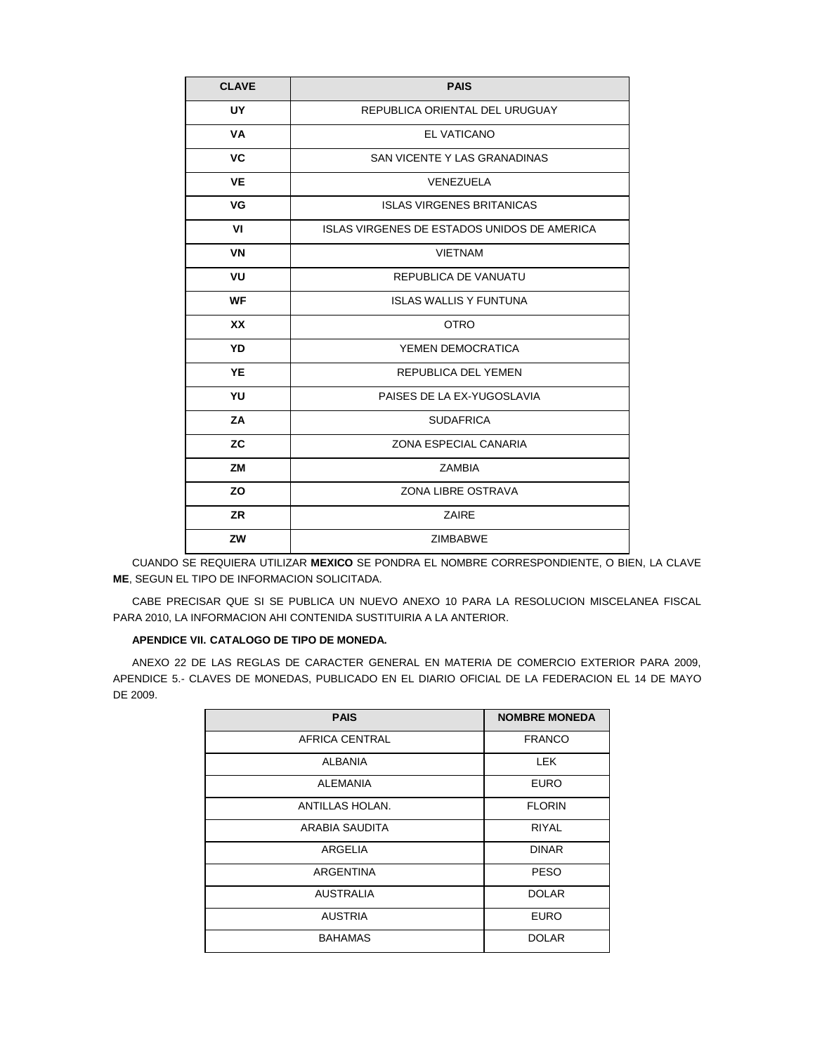| CLAVE | PAIS |
|---|---|
| UY | REPUBLICA ORIENTAL DEL URUGUAY |
| VA | EL VATICANO |
| VC | SAN VICENTE Y LAS GRANADINAS |
| VE | VENEZUELA |
| VG | ISLAS VIRGENES BRITANICAS |
| VI | ISLAS VIRGENES DE ESTADOS UNIDOS DE AMERICA |
| VN | VIETNAM |
| VU | REPUBLICA DE VANUATU |
| WF | ISLAS WALLIS Y FUNTUNA |
| XX | OTRO |
| YD | YEMEN DEMOCRATICA |
| YE | REPUBLICA DEL YEMEN |
| YU | PAISES DE LA EX-YUGOSLAVIA |
| ZA | SUDAFRICA |
| ZC | ZONA ESPECIAL CANARIA |
| ZM | ZAMBIA |
| ZO | ZONA LIBRE OSTRAVA |
| ZR | ZAIRE |
| ZW | ZIMBABWE |

CUANDO SE REQUIERA UTILIZAR **MEXICO** SE PONDRA EL NOMBRE CORRESPONDIENTE, O BIEN, LA CLAVE **ME**, SEGUN EL TIPO DE INFORMACION SOLICITADA.

CABE PRECISAR QUE SI SE PUBLICA UN NUEVO ANEXO 10 PARA LA RESOLUCION MISCELANEA FISCAL PARA 2010, LA INFORMACION AHI CONTENIDA SUSTITUIRIA A LA ANTERIOR.

**APENDICE VII. CATALOGO DE TIPO DE MONEDA.**

ANEXO 22 DE LAS REGLAS DE CARACTER GENERAL EN MATERIA DE COMERCIO EXTERIOR PARA 2009, APENDICE 5.- CLAVES DE MONEDAS, PUBLICADO EN EL DIARIO OFICIAL DE LA FEDERACION EL 14 DE MAYO DE 2009.

| PAIS | NOMBRE MONEDA |
|---|---|
| AFRICA CENTRAL | FRANCO |
| ALBANIA | LEK |
| ALEMANIA | EURO |
| ANTILLAS HOLAN. | FLORIN |
| ARABIA SAUDITA | RIYAL |
| ARGELIA | DINAR |
| ARGENTINA | PESO |
| AUSTRALIA | DOLAR |
| AUSTRIA | EURO |
| BAHAMAS | DOLAR |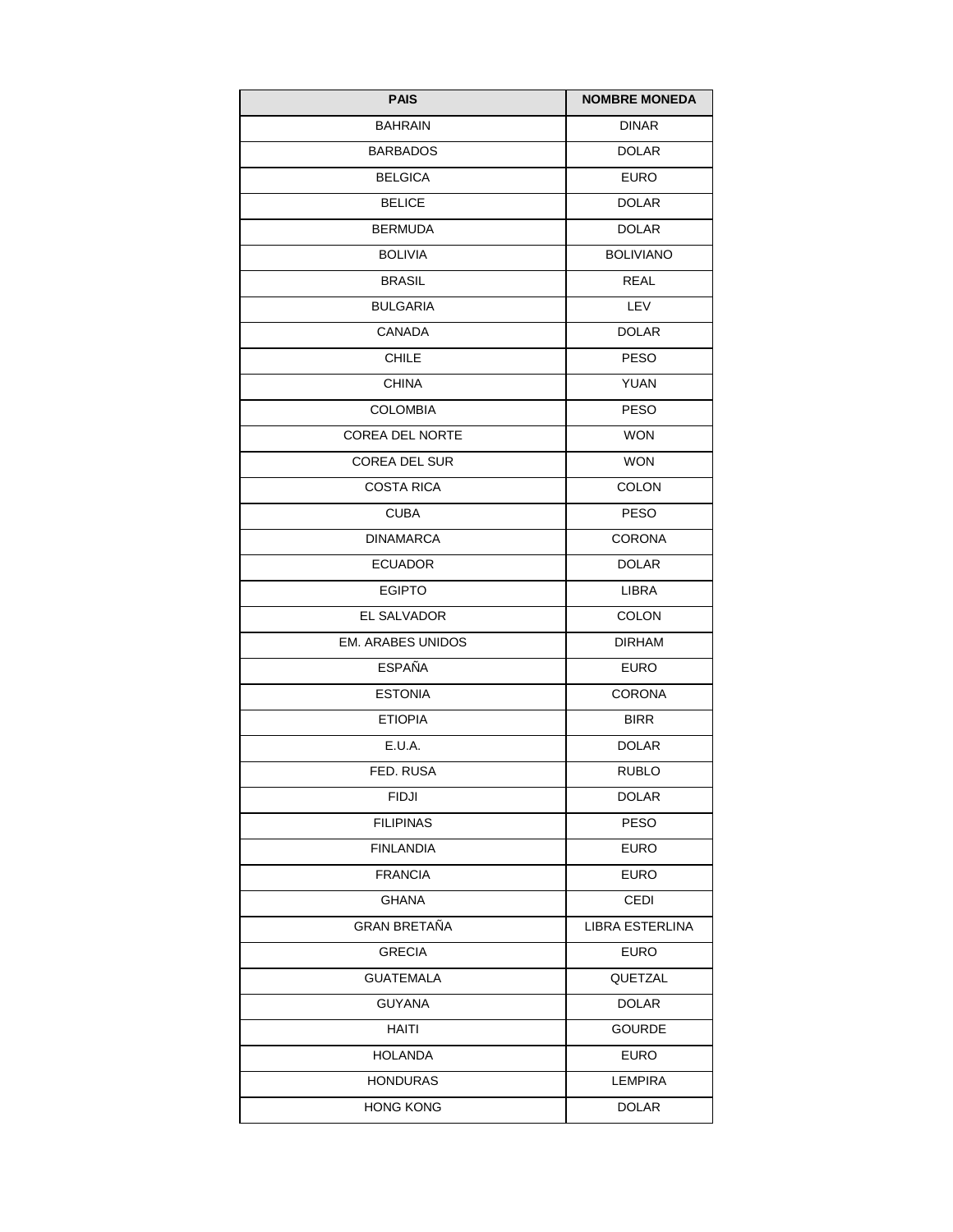| PAIS | NOMBRE MONEDA |
|---|---|
| BAHRAIN | DINAR |
| BARBADOS | DOLAR |
| BELGICA | EURO |
| BELICE | DOLAR |
| BERMUDA | DOLAR |
| BOLIVIA | BOLIVIANO |
| BRASIL | REAL |
| BULGARIA | LEV |
| CANADA | DOLAR |
| CHILE | PESO |
| CHINA | YUAN |
| COLOMBIA | PESO |
| COREA DEL NORTE | WON |
| COREA DEL SUR | WON |
| COSTA RICA | COLON |
| CUBA | PESO |
| DINAMARCA | CORONA |
| ECUADOR | DOLAR |
| EGIPTO | LIBRA |
| EL SALVADOR | COLON |
| EM. ARABES UNIDOS | DIRHAM |
| ESPAÑA | EURO |
| ESTONIA | CORONA |
| ETIOPIA | BIRR |
| E.U.A. | DOLAR |
| FED. RUSA | RUBLO |
| FIDJI | DOLAR |
| FILIPINAS | PESO |
| FINLANDIA | EURO |
| FRANCIA | EURO |
| GHANA | CEDI |
| GRAN BRETAÑA | LIBRA ESTERLINA |
| GRECIA | EURO |
| GUATEMALA | QUETZAL |
| GUYANA | DOLAR |
| HAITI | GOURDE |
| HOLANDA | EURO |
| HONDURAS | LEMPIRA |
| HONG KONG | DOLAR |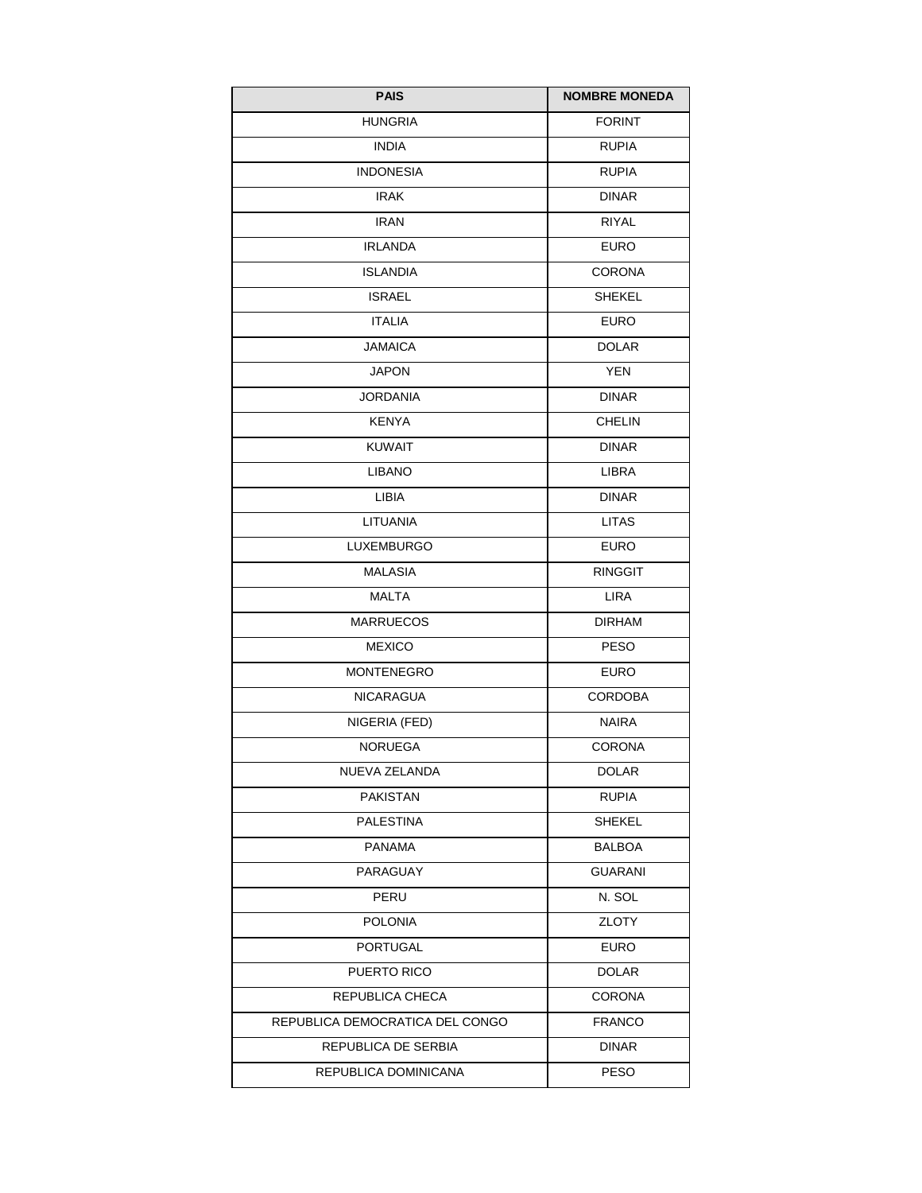| PAIS | NOMBRE MONEDA |
| --- | --- |
| HUNGRIA | FORINT |
| INDIA | RUPIA |
| INDONESIA | RUPIA |
| IRAK | DINAR |
| IRAN | RIYAL |
| IRLANDA | EURO |
| ISLANDIA | CORONA |
| ISRAEL | SHEKEL |
| ITALIA | EURO |
| JAMAICA | DOLAR |
| JAPON | YEN |
| JORDANIA | DINAR |
| KENYA | CHELIN |
| KUWAIT | DINAR |
| LIBANO | LIBRA |
| LIBIA | DINAR |
| LITUANIA | LITAS |
| LUXEMBURGO | EURO |
| MALASIA | RINGGIT |
| MALTA | LIRA |
| MARRUECOS | DIRHAM |
| MEXICO | PESO |
| MONTENEGRO | EURO |
| NICARAGUA | CORDOBA |
| NIGERIA (FED) | NAIRA |
| NORUEGA | CORONA |
| NUEVA ZELANDA | DOLAR |
| PAKISTAN | RUPIA |
| PALESTINA | SHEKEL |
| PANAMA | BALBOA |
| PARAGUAY | GUARANI |
| PERU | N. SOL |
| POLONIA | ZLOTY |
| PORTUGAL | EURO |
| PUERTO RICO | DOLAR |
| REPUBLICA CHECA | CORONA |
| REPUBLICA DEMOCRATICA DEL CONGO | FRANCO |
| REPUBLICA DE SERBIA | DINAR |
| REPUBLICA DOMINICANA | PESO |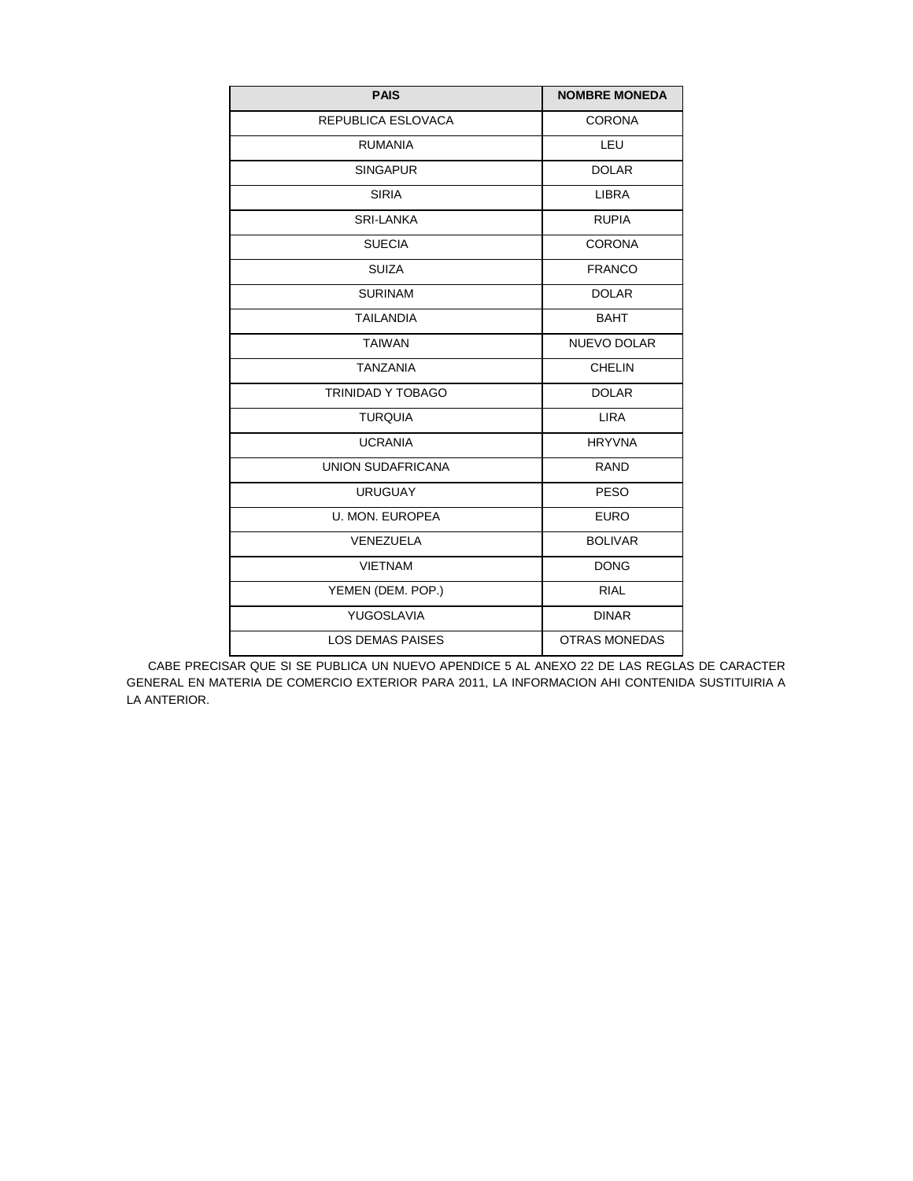| PAIS | NOMBRE MONEDA |
|---|---|
| REPUBLICA ESLOVACA | CORONA |
| RUMANIA | LEU |
| SINGAPUR | DOLAR |
| SIRIA | LIBRA |
| SRI-LANKA | RUPIA |
| SUECIA | CORONA |
| SUIZA | FRANCO |
| SURINAM | DOLAR |
| TAILANDIA | BAHT |
| TAIWAN | NUEVO DOLAR |
| TANZANIA | CHELIN |
| TRINIDAD Y TOBAGO | DOLAR |
| TURQUIA | LIRA |
| UCRANIA | HRYVNA |
| UNION SUDAFRICANA | RAND |
| URUGUAY | PESO |
| U. MON. EUROPEA | EURO |
| VENEZUELA | BOLIVAR |
| VIETNAM | DONG |
| YEMEN (DEM. POP.) | RIAL |
| YUGOSLAVIA | DINAR |
| LOS DEMAS PAISES | OTRAS MONEDAS |

CABE PRECISAR QUE SI SE PUBLICA UN NUEVO APENDICE 5 AL ANEXO 22 DE LAS REGLAS DE CARACTER GENERAL EN MATERIA DE COMERCIO EXTERIOR PARA 2011, LA INFORMACION AHI CONTENIDA SUSTITUIRIA A LA ANTERIOR.